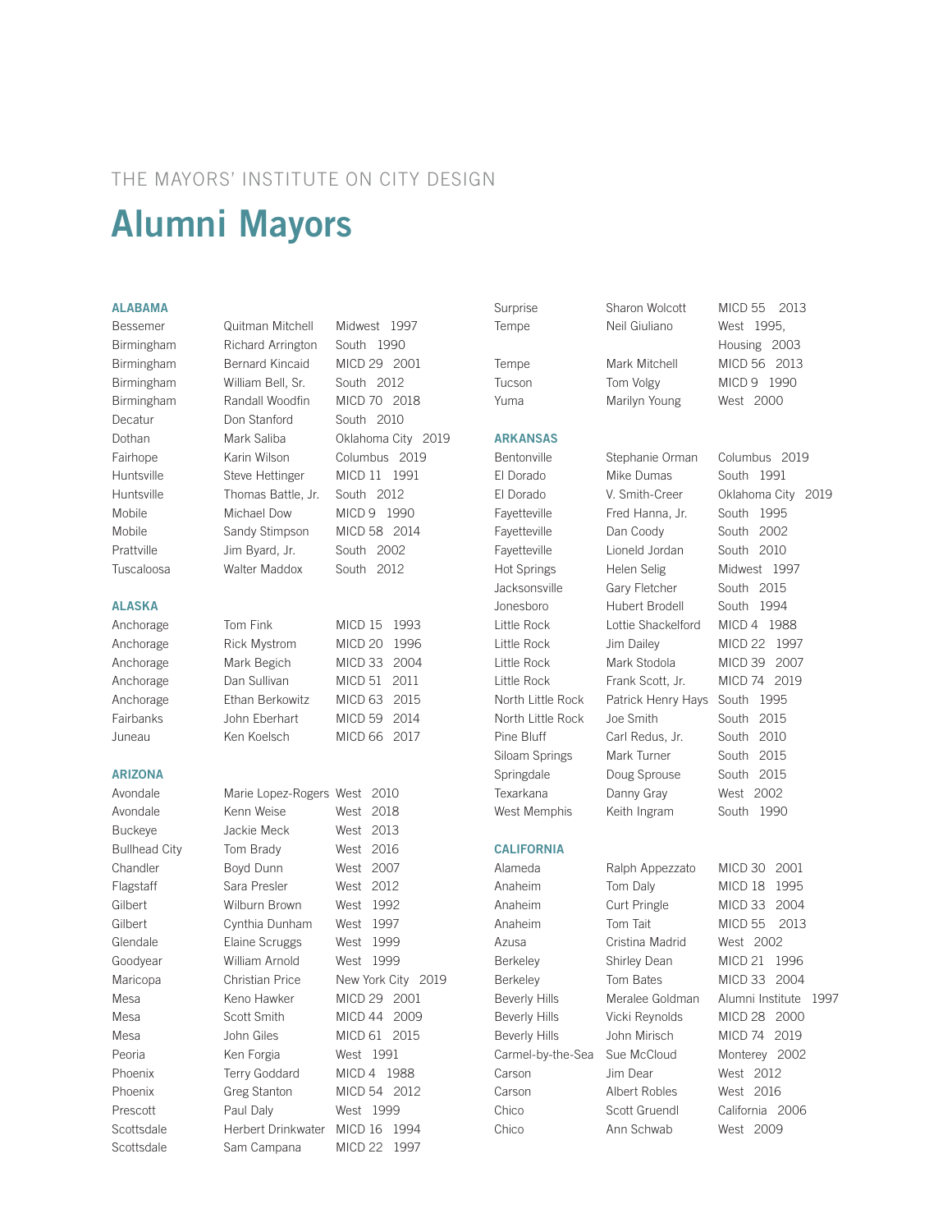THE MAYORS' INSTITUTE ON CITY DESIGN

# Alumni Mayors

### ALABAMA

| | | |
|---|---|---|
| Bessemer | Quitman Mitchell | Midwest 1997 |
| Birmingham | Richard Arrington | South 1990 |
| Birmingham | Bernard Kincaid | MICD 29 2001 |
| Birmingham | William Bell, Sr. | South 2012 |
| Birmingham | Randall Woodfin | MICD 70 2018 |
| Decatur | Don Stanford | South 2010 |
| Dothan | Mark Saliba | Oklahoma City 2019 |
| Fairhope | Karin Wilson | Columbus 2019 |
| Huntsville | Steve Hettinger | MICD 11 1991 |
| Huntsville | Thomas Battle, Jr. | South 2012 |
| Mobile | Michael Dow | MICD 9 1990 |
| Mobile | Sandy Stimpson | MICD 58 2014 |
| Prattville | Jim Byard, Jr. | South 2002 |
| Tuscaloosa | Walter Maddox | South 2012 |

### ALASKA

| | | |
|---|---|---|
| Anchorage | Tom Fink | MICD 15 1993 |
| Anchorage | Rick Mystrom | MICD 20 1996 |
| Anchorage | Mark Begich | MICD 33 2004 |
| Anchorage | Dan Sullivan | MICD 51 2011 |
| Anchorage | Ethan Berkowitz | MICD 63 2015 |
| Fairbanks | John Eberhart | MICD 59 2014 |
| Juneau | Ken Koelsch | MICD 66 2017 |

### ARIZONA

| | | |
|---|---|---|
| Avondale | Marie Lopez-Rogers | West 2010 |
| Avondale | Kenn Weise | West 2018 |
| Buckeye | Jackie Meck | West 2013 |
| Bullhead City | Tom Brady | West 2016 |
| Chandler | Boyd Dunn | West 2007 |
| Flagstaff | Sara Presler | West 2012 |
| Gilbert | Wilburn Brown | West 1992 |
| Gilbert | Cynthia Dunham | West 1997 |
| Glendale | Elaine Scruggs | West 1999 |
| Goodyear | William Arnold | West 1999 |
| Maricopa | Christian Price | New York City 2019 |
| Mesa | Keno Hawker | MICD 29 2001 |
| Mesa | Scott Smith | MICD 44 2009 |
| Mesa | John Giles | MICD 61 2015 |
| Peoria | Ken Forgia | West 1991 |
| Phoenix | Terry Goddard | MICD 4 1988 |
| Phoenix | Greg Stanton | MICD 54 2012 |
| Prescott | Paul Daly | West 1999 |
| Scottsdale | Herbert Drinkwater | MICD 16 1994 |
| Scottsdale | Sam Campana | MICD 22 1997 |
| Surprise | Sharon Wolcott | MICD 55 2013 |
| Tempe | Neil Giuliano | West 1995, Housing 2003 |
| Tempe | Mark Mitchell | MICD 56 2013 |
| Tucson | Tom Volgy | MICD 9 1990 |
| Yuma | Marilyn Young | West 2000 |

### ARKANSAS

| | | |
|---|---|---|
| Bentonville | Stephanie Orman | Columbus 2019 |
| El Dorado | Mike Dumas | South 1991 |
| El Dorado | V. Smith-Creer | Oklahoma City 2019 |
| Fayetteville | Fred Hanna, Jr. | South 1995 |
| Fayetteville | Dan Coody | South 2002 |
| Fayetteville | Lioneld Jordan | South 2010 |
| Hot Springs | Helen Selig | Midwest 1997 |
| Jacksonville | Gary Fletcher | South 2015 |
| Jonesboro | Hubert Brodell | South 1994 |
| Little Rock | Lottie Shackelford | MICD 4 1988 |
| Little Rock | Jim Dailey | MICD 22 1997 |
| Little Rock | Mark Stodola | MICD 39 2007 |
| Little Rock | Frank Scott, Jr. | MICD 74 2019 |
| North Little Rock | Patrick Henry Hays | South 1995 |
| North Little Rock | Joe Smith | South 2015 |
| Pine Bluff | Carl Redus, Jr. | South 2010 |
| Siloam Springs | Mark Turner | South 2015 |
| Springdale | Doug Sprouse | South 2015 |
| Texarkana | Danny Gray | West 2002 |
| West Memphis | Keith Ingram | South 1990 |

### CALIFORNIA

| | | |
|---|---|---|
| Alameda | Ralph Appezzato | MICD 30 2001 |
| Anaheim | Tom Daly | MICD 18 1995 |
| Anaheim | Curt Pringle | MICD 33 2004 |
| Anaheim | Tom Tait | MICD 55 2013 |
| Azusa | Cristina Madrid | West 2002 |
| Berkeley | Shirley Dean | MICD 21 1996 |
| Berkeley | Tom Bates | MICD 33 2004 |
| Beverly Hills | Meralee Goldman | Alumni Institute 1997 |
| Beverly Hills | Vicki Reynolds | MICD 28 2000 |
| Beverly Hills | John Mirisch | MICD 74 2019 |
| Carmel-by-the-Sea | Sue McCloud | Monterey 2002 |
| Carson | Jim Dear | West 2012 |
| Carson | Albert Robles | West 2016 |
| Chico | Scott Gruendl | California 2006 |
| Chico | Ann Schwab | West 2009 |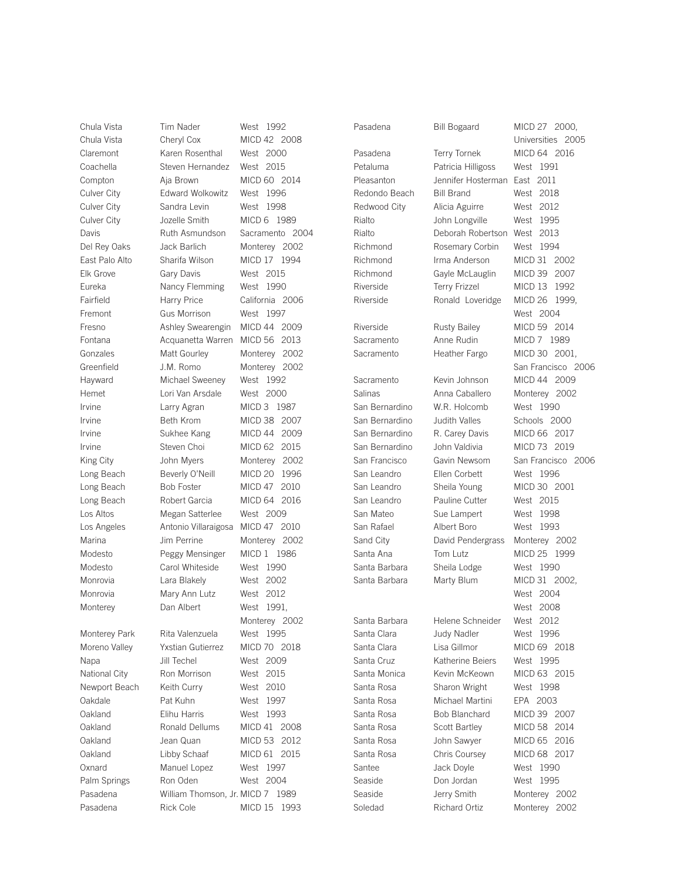| City | Name | Program |
|---|---|---|
| Chula Vista | Tim Nader | West 1992 |
| Chula Vista | Cheryl Cox | MICD 42 2008 |
| Claremont | Karen Rosenthal | West 2000 |
| Coachella | Steven Hernandez | West 2015 |
| Compton | Aja Brown | MICD 60 2014 |
| Culver City | Edward Wolkowitz | West 1996 |
| Culver City | Sandra Levin | West 1998 |
| Culver City | Jozelle Smith | MICD 6 1989 |
| Davis | Ruth Asmundson | Sacramento 2004 |
| Del Rey Oaks | Jack Barlich | Monterey 2002 |
| East Palo Alto | Sharifa Wilson | MICD 17 1994 |
| Elk Grove | Gary Davis | West 2015 |
| Eureka | Nancy Flemming | West 1990 |
| Fairfield | Harry Price | California 2006 |
| Fremont | Gus Morrison | West 1997 |
| Fresno | Ashley Swearengin | MICD 44 2009 |
| Fontana | Acquanetta Warren | MICD 56 2013 |
| Gonzales | Matt Gourley | Monterey 2002 |
| Greenfield | J.M. Romo | Monterey 2002 |
| Hayward | Michael Sweeney | West 1992 |
| Hemet | Lori Van Arsdale | West 2000 |
| Irvine | Larry Agran | MICD 3 1987 |
| Irvine | Beth Krom | MICD 38 2007 |
| Irvine | Sukhee Kang | MICD 44 2009 |
| Irvine | Steven Choi | MICD 62 2015 |
| King City | John Myers | Monterey 2002 |
| Long Beach | Beverly O'Neill | MICD 20 1996 |
| Long Beach | Bob Foster | MICD 47 2010 |
| Long Beach | Robert Garcia | MICD 64 2016 |
| Los Altos | Megan Satterlee | West 2009 |
| Los Angeles | Antonio Villaraigosa | MICD 47 2010 |
| Marina | Jim Perrine | Monterey 2002 |
| Modesto | Peggy Mensinger | MICD 1 1986 |
| Modesto | Carol Whiteside | West 1990 |
| Monrovia | Lara Blakely | West 2002 |
| Monrovia | Mary Ann Lutz | West 2012 |
| Monterey | Dan Albert | West 1991, Monterey 2002 |
| Monterey Park | Rita Valenzuela | West 1995 |
| Moreno Valley | Yxstian Gutierrez | MICD 70 2018 |
| Napa | Jill Techel | West 2009 |
| National City | Ron Morrison | West 2015 |
| Newport Beach | Keith Curry | West 2010 |
| Oakdale | Pat Kuhn | West 1997 |
| Oakland | Elihu Harris | West 1993 |
| Oakland | Ronald Dellums | MICD 41 2008 |
| Oakland | Jean Quan | MICD 53 2012 |
| Oakland | Libby Schaaf | MICD 61 2015 |
| Oxnard | Manuel Lopez | West 1997 |
| Palm Springs | Ron Oden | West 2004 |
| Pasadena | William Thomson, Jr. | MICD 7 1989 |
| Pasadena | Rick Cole | MICD 15 1993 |
| Pasadena | Bill Bogaard | MICD 27 2000, Universities 2005 |
| Pasadena | Terry Tornek | MICD 64 2016 |
| Petaluma | Patricia Hilligoss | West 1991 |
| Pleasanton | Jennifer Hosterman | East 2011 |
| Redondo Beach | Bill Brand | West 2018 |
| Redwood City | Alicia Aguirre | West 2012 |
| Rialto | John Longville | West 1995 |
| Rialto | Deborah Robertson | West 2013 |
| Richmond | Rosemary Corbin | West 1994 |
| Richmond | Irma Anderson | MICD 31 2002 |
| Richmond | Gayle McLaughlin | MICD 39 2007 |
| Riverside | Terry Frizzel | MICD 13 1992 |
| Riverside | Ronald Loveridge | MICD 26 1999, West 2004 |
| Riverside | Rusty Bailey | MICD 59 2014 |
| Sacramento | Anne Rudin | MICD 7 1989 |
| Sacramento | Heather Fargo | MICD 30 2001, San Francisco 2006 |
| Sacramento | Kevin Johnson | MICD 44 2009 |
| Salinas | Anna Caballero | Monterey 2002 |
| San Bernardino | W.R. Holcomb | West 1990 |
| San Bernardino | Judith Valles | Schools 2000 |
| San Bernardino | R. Carey Davis | MICD 66 2017 |
| San Bernardino | John Valdivia | MICD 73 2019 |
| San Francisco | Gavin Newsom | San Francisco 2006 |
| San Leandro | Ellen Corbett | West 1996 |
| San Leandro | Sheila Young | MICD 30 2001 |
| San Leandro | Pauline Cutter | West 2015 |
| San Mateo | Sue Lampert | West 1998 |
| San Rafael | Albert Boro | West 1993 |
| Sand City | David Pendergrass | Monterey 2002 |
| Santa Ana | Tom Lutz | MICD 25 1999 |
| Santa Barbara | Sheila Lodge | West 1990 |
| Santa Barbara | Marty Blum | MICD 31 2002, West 2004, West 2008 |
| Santa Barbara | Helene Schneider | West 2012 |
| Santa Clara | Judy Nadler | West 1996 |
| Santa Clara | Lisa Gillmor | MICD 69 2018 |
| Santa Cruz | Katherine Beiers | West 1995 |
| Santa Monica | Kevin McKeown | MICD 63 2015 |
| Santa Rosa | Sharon Wright | West 1998 |
| Santa Rosa | Michael Martini | EPA 2003 |
| Santa Rosa | Bob Blanchard | MICD 39 2007 |
| Santa Rosa | Scott Bartley | MICD 58 2014 |
| Santa Rosa | John Sawyer | MICD 65 2016 |
| Santa Rosa | Chris Coursey | MICD 68 2017 |
| Santee | Jack Doyle | West 1990 |
| Seaside | Don Jordan | West 1995 |
| Seaside | Jerry Smith | Monterey 2002 |
| Soledad | Richard Ortiz | Monterey 2002 |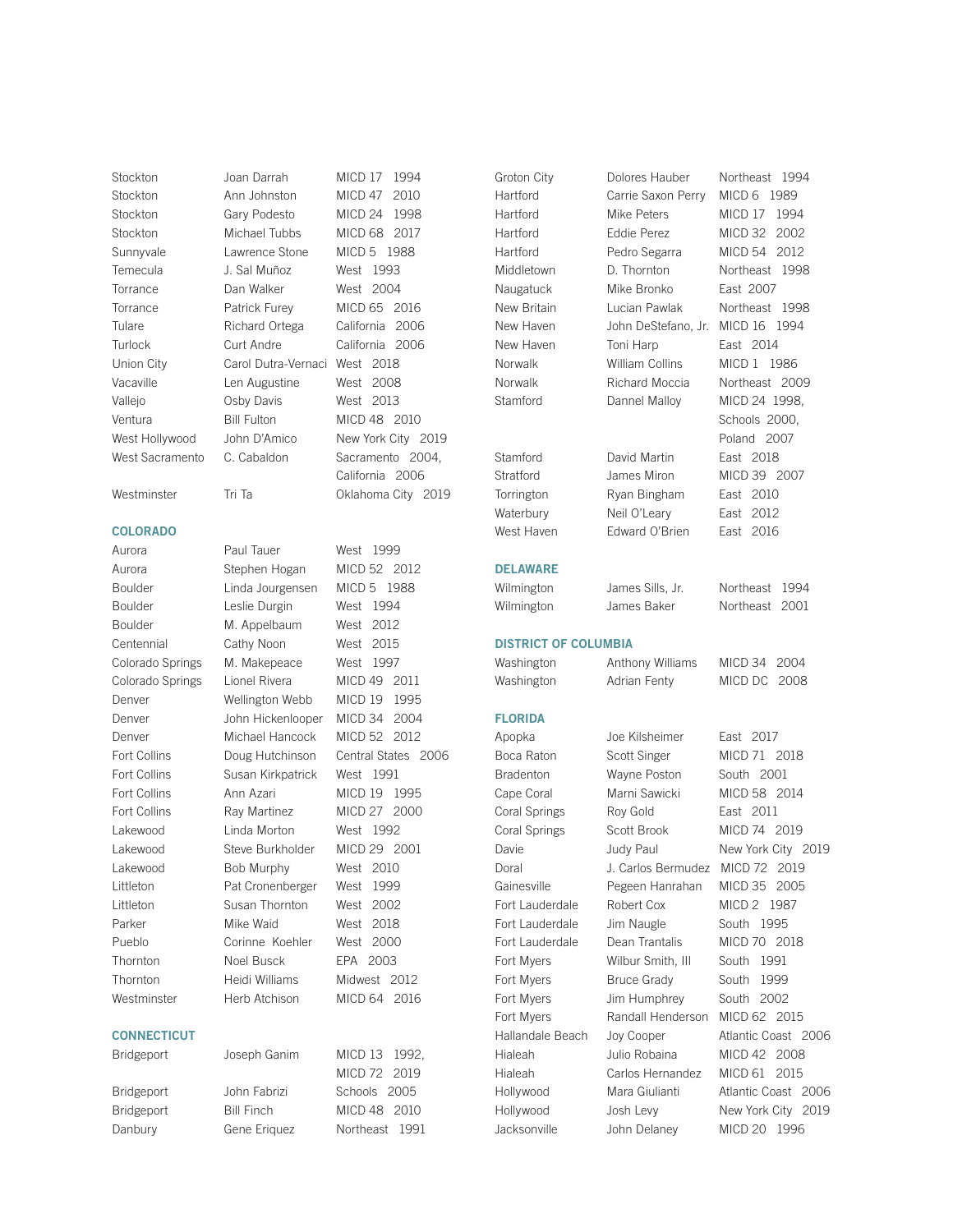| | | |
|---|---|---|
| Stockton | Joan Darrah | MICD 17 1994 |
| Stockton | Ann Johnston | MICD 47 2010 |
| Stockton | Gary Podesto | MICD 24 1998 |
| Stockton | Michael Tubbs | MICD 68 2017 |
| Sunnyvale | Lawrence Stone | MICD 5 1988 |
| Temecula | J. Sal Muñoz | West 1993 |
| Torrance | Dan Walker | West 2004 |
| Torrance | Patrick Furey | MICD 65 2016 |
| Tulare | Richard Ortega | California 2006 |
| Turlock | Curt Andre | California 2006 |
| Union City | Carol Dutra-Vernaci | West 2018 |
| Vacaville | Len Augustine | West 2008 |
| Vallejo | Osby Davis | West 2013 |
| Ventura | Bill Fulton | MICD 48 2010 |
| West Hollywood | John D'Amico | New York City 2019 |
| West Sacramento | C. Cabaldon | Sacramento 2004, California 2006 |
| Westminster | Tri Ta | Oklahoma City 2019 |

## COLORADO

| | | |
|---|---|---|
| Aurora | Paul Tauer | West 1999 |
| Aurora | Stephen Hogan | MICD 52 2012 |
| Boulder | Linda Jourgensen | MICD 5 1988 |
| Boulder | Leslie Durgin | West 1994 |
| Boulder | M. Appelbaum | West 2012 |
| Centennial | Cathy Noon | West 2015 |
| Colorado Springs | M. Makepeace | West 1997 |
| Colorado Springs | Lionel Rivera | MICD 49 2011 |
| Denver | Wellington Webb | MICD 19 1995 |
| Denver | John Hickenlooper | MICD 34 2004 |
| Denver | Michael Hancock | MICD 52 2012 |
| Fort Collins | Doug Hutchinson | Central States 2006 |
| Fort Collins | Susan Kirkpatrick | West 1991 |
| Fort Collins | Ann Azari | MICD 19 1995 |
| Fort Collins | Ray Martinez | MICD 27 2000 |
| Lakewood | Linda Morton | West 1992 |
| Lakewood | Steve Burkholder | MICD 29 2001 |
| Lakewood | Bob Murphy | West 2010 |
| Littleton | Pat Cronenberger | West 1999 |
| Littleton | Susan Thornton | West 2002 |
| Parker | Mike Waid | West 2018 |
| Pueblo | Corinne Koehler | West 2000 |
| Thornton | Noel Busck | EPA 2003 |
| Thornton | Heidi Williams | Midwest 2012 |
| Westminster | Herb Atchison | MICD 64 2016 |

## CONNECTICUT

| | | |
|---|---|---|
| Bridgeport | Joseph Ganim | MICD 13 1992, MICD 72 2019 |
| Bridgeport | John Fabrizi | Schools 2005 |
| Bridgeport | Bill Finch | MICD 48 2010 |
| Danbury | Gene Eriquez | Northeast 1991 |
| Groton City | Dolores Hauber | Northeast 1994 |
| Hartford | Carrie Saxon Perry | MICD 6 1989 |
| Hartford | Mike Peters | MICD 17 1994 |
| Hartford | Eddie Perez | MICD 32 2002 |
| Hartford | Pedro Segarra | MICD 54 2012 |
| Middletown | D. Thornton | Northeast 1998 |
| Naugatuck | Mike Bronko | East 2007 |
| New Britain | Lucian Pawlak | Northeast 1998 |
| New Haven | John DeStefano, Jr. | MICD 16 1994 |
| New Haven | Toni Harp | East 2014 |
| Norwalk | William Collins | MICD 1 1986 |
| Norwalk | Richard Moccia | Northeast 2009 |
| Stamford | Dannel Malloy | MICD 24 1998, Schools 2000, Poland 2007 |
| Stamford | David Martin | East 2018 |
| Stratford | James Miron | MICD 39 2007 |
| Torrington | Ryan Bingham | East 2010 |
| Waterbury | Neil O'Leary | East 2012 |
| West Haven | Edward O'Brien | East 2016 |

## DELAWARE

| | | |
|---|---|---|
| Wilmington | James Sills, Jr. | Northeast 1994 |
| Wilmington | James Baker | Northeast 2001 |

## DISTRICT OF COLUMBIA

| | | |
|---|---|---|
| Washington | Anthony Williams | MICD 34 2004 |
| Washington | Adrian Fenty | MICD DC 2008 |

## FLORIDA

| | | |
|---|---|---|
| Apopka | Joe Kilsheimer | East 2017 |
| Boca Raton | Scott Singer | MICD 71 2018 |
| Bradenton | Wayne Poston | South 2001 |
| Cape Coral | Marni Sawicki | MICD 58 2014 |
| Coral Springs | Roy Gold | East 2011 |
| Coral Springs | Scott Brook | MICD 74 2019 |
| Davie | Judy Paul | New York City 2019 |
| Doral | J. Carlos Bermudez | MICD 72 2019 |
| Gainesville | Pegeen Hanrahan | MICD 35 2005 |
| Fort Lauderdale | Robert Cox | MICD 2 1987 |
| Fort Lauderdale | Jim Naugle | South 1995 |
| Fort Lauderdale | Dean Trantalis | MICD 70 2018 |
| Fort Myers | Wilbur Smith, III | South 1991 |
| Fort Myers | Bruce Grady | South 1999 |
| Fort Myers | Jim Humphrey | South 2002 |
| Fort Myers | Randall Henderson | MICD 62 2015 |
| Hallandale Beach | Joy Cooper | Atlantic Coast 2006 |
| Hialeah | Julio Robaina | MICD 42 2008 |
| Hialeah | Carlos Hernandez | MICD 61 2015 |
| Hollywood | Mara Giulianti | Atlantic Coast 2006 |
| Hollywood | Josh Levy | New York City 2019 |
| Jacksonville | John Delaney | MICD 20 1996 |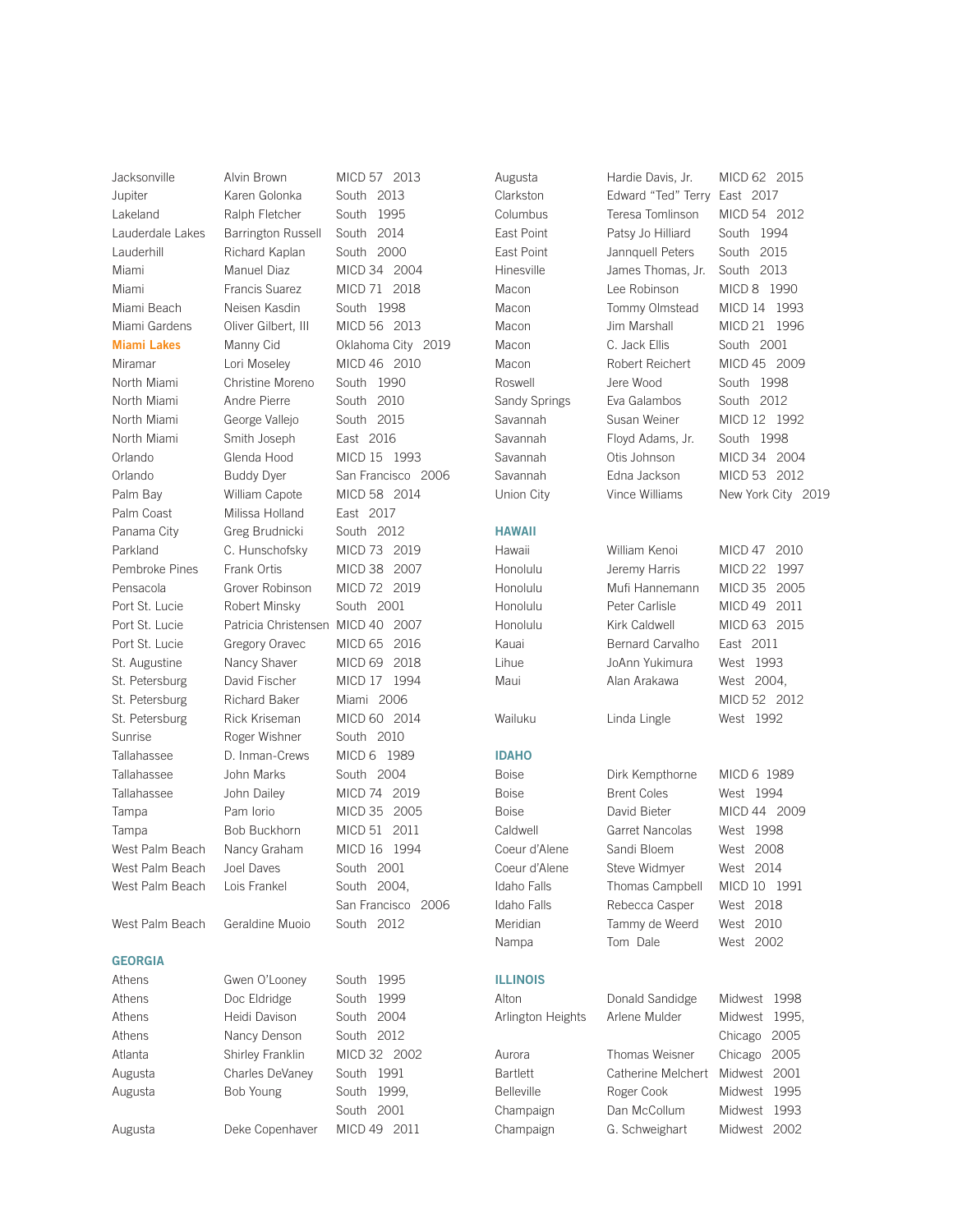| | | |
|---|---|---|
| Jacksonville | Alvin Brown | MICD 57 2013 |
| Jupiter | Karen Golonka | South 2013 |
| Lakeland | Ralph Fletcher | South 1995 |
| Lauderdale Lakes | Barrington Russell | South 2014 |
| Lauderhill | Richard Kaplan | South 2000 |
| Miami | Manuel Diaz | MICD 34 2004 |
| Miami | Francis Suarez | MICD 71 2018 |
| Miami Beach | Neisen Kasdin | South 1998 |
| Miami Gardens | Oliver Gilbert, III | MICD 56 2013 |
| **Miami Lakes** | Manny Cid | Oklahoma City 2019 |
| Miramar | Lori Moseley | MICD 46 2010 |
| North Miami | Christine Moreno | South 1990 |
| North Miami | Andre Pierre | South 2010 |
| North Miami | George Vallejo | South 2015 |
| North Miami | Smith Joseph | East 2016 |
| Orlando | Glenda Hood | MICD 15 1993 |
| Orlando | Buddy Dyer | San Francisco 2006 |
| Palm Bay | William Capote | MICD 58 2014 |
| Palm Coast | Milissa Holland | East 2017 |
| Panama City | Greg Brudnicki | South 2012 |
| Parkland | C. Hunschofsky | MICD 73 2019 |
| Pembroke Pines | Frank Ortis | MICD 38 2007 |
| Pensacola | Grover Robinson | MICD 72 2019 |
| Port St. Lucie | Robert Minsky | South 2001 |
| Port St. Lucie | Patricia Christensen | MICD 40 2007 |
| Port St. Lucie | Gregory Oravec | MICD 65 2016 |
| St. Augustine | Nancy Shaver | MICD 69 2018 |
| St. Petersburg | David Fischer | MICD 17 1994 |
| St. Petersburg | Richard Baker | Miami 2006 |
| St. Petersburg | Rick Kriseman | MICD 60 2014 |
| Sunrise | Roger Wishner | South 2010 |
| Tallahassee | D. Inman-Crews | MICD 6 1989 |
| Tallahassee | John Marks | South 2004 |
| Tallahassee | John Dailey | MICD 74 2019 |
| Tampa | Pam Iorio | MICD 35 2005 |
| Tampa | Bob Buckhorn | MICD 51 2011 |
| West Palm Beach | Nancy Graham | MICD 16 1994 |
| West Palm Beach | Joel Daves | South 2001 |
| West Palm Beach | Lois Frankel | South 2004, San Francisco 2006 |
| West Palm Beach | Geraldine Muoio | South 2012 |

## GEORGIA

| | | |
|---|---|---|
| Athens | Gwen O'Looney | South 1995 |
| Athens | Doc Eldridge | South 1999 |
| Athens | Heidi Davison | South 2004 |
| Athens | Nancy Denson | South 2012 |
| Atlanta | Shirley Franklin | MICD 32 2002 |
| Augusta | Charles DeVaney | South 1991 |
| Augusta | Bob Young | South 1999, South 2001 |
| Augusta | Deke Copenhaver | MICD 49 2011 |
| Augusta | Hardie Davis, Jr. | MICD 62 2015 |
| Clarkston | Edward "Ted" Terry | East 2017 |
| Columbus | Teresa Tomlinson | MICD 54 2012 |
| East Point | Patsy Jo Hilliard | South 1994 |
| East Point | Jannquell Peters | South 2015 |
| Hinesville | James Thomas, Jr. | South 2013 |
| Macon | Lee Robinson | MICD 8 1990 |
| Macon | Tommy Olmstead | MICD 14 1993 |
| Macon | Jim Marshall | MICD 21 1996 |
| Macon | C. Jack Ellis | South 2001 |
| Macon | Robert Reichert | MICD 45 2009 |
| Roswell | Jere Wood | South 1998 |
| Sandy Springs | Eva Galambos | South 2012 |
| Savannah | Susan Weiner | MICD 12 1992 |
| Savannah | Floyd Adams, Jr. | South 1998 |
| Savannah | Otis Johnson | MICD 34 2004 |
| Savannah | Edna Jackson | MICD 53 2012 |
| Union City | Vince Williams | New York City 2019 |

## HAWAII

| | | |
|---|---|---|
| Hawaii | William Kenoi | MICD 47 2010 |
| Honolulu | Jeremy Harris | MICD 22 1997 |
| Honolulu | Mufi Hannemann | MICD 35 2005 |
| Honolulu | Peter Carlisle | MICD 49 2011 |
| Honolulu | Kirk Caldwell | MICD 63 2015 |
| Kauai | Bernard Carvalho | East 2011 |
| Lihue | JoAnn Yukimura | West 1993 |
| Maui | Alan Arakawa | West 2004, MICD 52 2012 |
| Wailuku | Linda Lingle | West 1992 |

## IDAHO

| | | |
|---|---|---|
| Boise | Dirk Kempthorne | MICD 6 1989 |
| Boise | Brent Coles | West 1994 |
| Boise | David Bieter | MICD 44 2009 |
| Caldwell | Garret Nancolas | West 1998 |
| Coeur d'Alene | Sandi Bloem | West 2008 |
| Coeur d'Alene | Steve Widmyer | West 2014 |
| Idaho Falls | Thomas Campbell | MICD 10 1991 |
| Idaho Falls | Rebecca Casper | West 2018 |
| Meridian | Tammy de Weerd | West 2010 |
| Nampa | Tom Dale | West 2002 |

## ILLINOIS

| | | |
|---|---|---|
| Alton | Donald Sandidge | Midwest 1998 |
| Arlington Heights | Arlene Mulder | Midwest 1995, Chicago 2005 |
| Aurora | Thomas Weisner | Chicago 2005 |
| Bartlett | Catherine Melchert | Midwest 2001 |
| Belleville | Roger Cook | Midwest 1995 |
| Champaign | Dan McCollum | Midwest 1993 |
| Champaign | G. Schweighart | Midwest 2002 |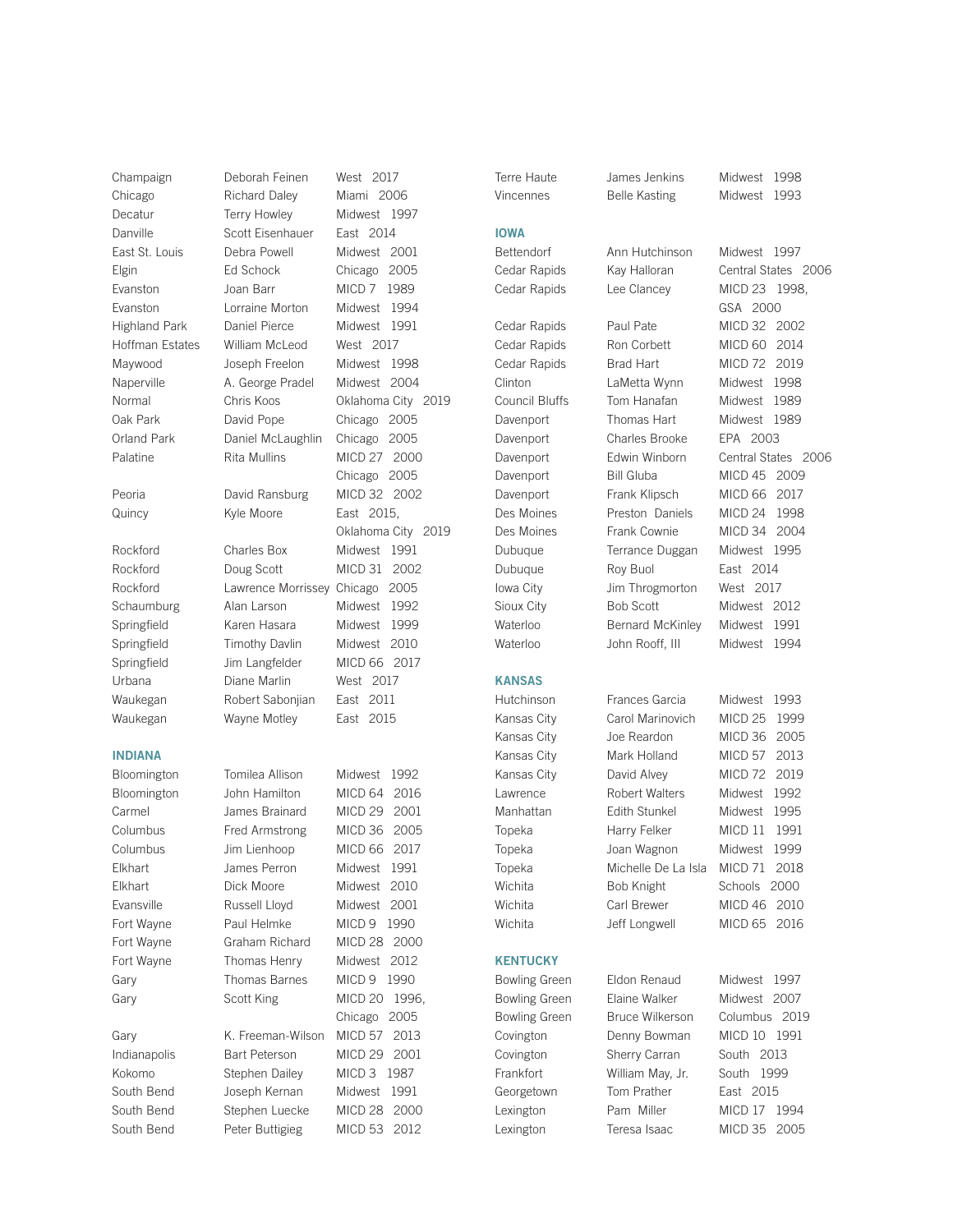| | | |
|---|---|---|
| Champaign | Deborah Feinen | West 2017 |
| Chicago | Richard Daley | Miami 2006 |
| Decatur | Terry Howley | Midwest 1997 |
| Danville | Scott Eisenhauer | East 2014 |
| East St. Louis | Debra Powell | Midwest 2001 |
| Elgin | Ed Schock | Chicago 2005 |
| Evanston | Joan Barr | MICD 7 1989 |
| Evanston | Lorraine Morton | Midwest 1994 |
| Highland Park | Daniel Pierce | Midwest 1991 |
| Hoffman Estates | William McLeod | West 2017 |
| Maywood | Joseph Freelon | Midwest 1998 |
| Naperville | A. George Pradel | Midwest 2004 |
| Normal | Chris Koos | Oklahoma City 2019 |
| Oak Park | David Pope | Chicago 2005 |
| Orland Park | Daniel McLaughlin | Chicago 2005 |
| Palatine | Rita Mullins | MICD 27 2000, Chicago 2005 |
| Peoria | David Ransburg | MICD 32 2002 |
| Quincy | Kyle Moore | East 2015, Oklahoma City 2019 |
| Rockford | Charles Box | Midwest 1991 |
| Rockford | Doug Scott | MICD 31 2002 |
| Rockford | Lawrence Morrissey | Chicago 2005 |
| Schaumburg | Alan Larson | Midwest 1992 |
| Springfield | Karen Hasara | Midwest 1999 |
| Springfield | Timothy Davlin | Midwest 2010 |
| Springfield | Jim Langfelder | MICD 66 2017 |
| Urbana | Diane Marlin | West 2017 |
| Waukegan | Robert Sabonjian | East 2011 |
| Waukegan | Wayne Motley | East 2015 |

## INDIANA

| | | |
|---|---|---|
| Bloomington | Tomilea Allison | Midwest 1992 |
| Bloomington | John Hamilton | MICD 64 2016 |
| Carmel | James Brainard | MICD 29 2001 |
| Columbus | Fred Armstrong | MICD 36 2005 |
| Columbus | Jim Lienhoop | MICD 66 2017 |
| Elkhart | James Perron | Midwest 1991 |
| Elkhart | Dick Moore | Midwest 2010 |
| Evansville | Russell Lloyd | Midwest 2001 |
| Fort Wayne | Paul Helmke | MICD 9 1990 |
| Fort Wayne | Graham Richard | MICD 28 2000 |
| Fort Wayne | Thomas Henry | Midwest 2012 |
| Gary | Thomas Barnes | MICD 9 1990 |
| Gary | Scott King | MICD 20 1996, Chicago 2005 |
| Gary | K. Freeman-Wilson | MICD 57 2013 |
| Indianapolis | Bart Peterson | MICD 29 2001 |
| Kokomo | Stephen Dailey | MICD 3 1987 |
| South Bend | Joseph Kernan | Midwest 1991 |
| South Bend | Stephen Luecke | MICD 28 2000 |
| South Bend | Peter Buttigieg | MICD 53 2012 |
| Terre Haute | James Jenkins | Midwest 1998 |
| Vincennes | Belle Kasting | Midwest 1993 |

## IOWA

| | | |
|---|---|---|
| Bettendorf | Ann Hutchinson | Midwest 1997 |
| Cedar Rapids | Kay Halloran | Central States 2006 |
| Cedar Rapids | Lee Clancey | MICD 23 1998, GSA 2000 |
| Cedar Rapids | Paul Pate | MICD 32 2002 |
| Cedar Rapids | Ron Corbett | MICD 60 2014 |
| Cedar Rapids | Brad Hart | MICD 72 2019 |
| Clinton | LaMetta Wynn | Midwest 1998 |
| Council Bluffs | Tom Hanafan | Midwest 1989 |
| Davenport | Thomas Hart | Midwest 1989 |
| Davenport | Charles Brooke | EPA 2003 |
| Davenport | Edwin Winborn | Central States 2006 |
| Davenport | Bill Gluba | MICD 45 2009 |
| Davenport | Frank Klipsch | MICD 66 2017 |
| Des Moines | Preston Daniels | MICD 24 1998 |
| Des Moines | Frank Cownie | MICD 34 2004 |
| Dubuque | Terrance Duggan | Midwest 1995 |
| Dubuque | Roy Buol | East 2014 |
| Iowa City | Jim Throgmorton | West 2017 |
| Sioux City | Bob Scott | Midwest 2012 |
| Waterloo | Bernard McKinley | Midwest 1991 |
| Waterloo | John Rooff, III | Midwest 1994 |

## KANSAS

| | | |
|---|---|---|
| Hutchinson | Frances Garcia | Midwest 1993 |
| Kansas City | Carol Marinovich | MICD 25 1999 |
| Kansas City | Joe Reardon | MICD 36 2005 |
| Kansas City | Mark Holland | MICD 57 2013 |
| Kansas City | David Alvey | MICD 72 2019 |
| Lawrence | Robert Walters | Midwest 1992 |
| Manhattan | Edith Stunkel | Midwest 1995 |
| Topeka | Harry Felker | MICD 11 1991 |
| Topeka | Joan Wagnon | Midwest 1999 |
| Topeka | Michelle De La Isla | MICD 71 2018 |
| Wichita | Bob Knight | Schools 2000 |
| Wichita | Carl Brewer | MICD 46 2010 |
| Wichita | Jeff Longwell | MICD 65 2016 |

## KENTUCKY

| | | |
|---|---|---|
| Bowling Green | Eldon Renaud | Midwest 1997 |
| Bowling Green | Elaine Walker | Midwest 2007 |
| Bowling Green | Bruce Wilkerson | Columbus 2019 |
| Covington | Denny Bowman | MICD 10 1991 |
| Covington | Sherry Carran | South 2013 |
| Frankfort | William May, Jr. | South 1999 |
| Georgetown | Tom Prather | East 2015 |
| Lexington | Pam Miller | MICD 17 1994 |
| Lexington | Teresa Isaac | MICD 35 2005 |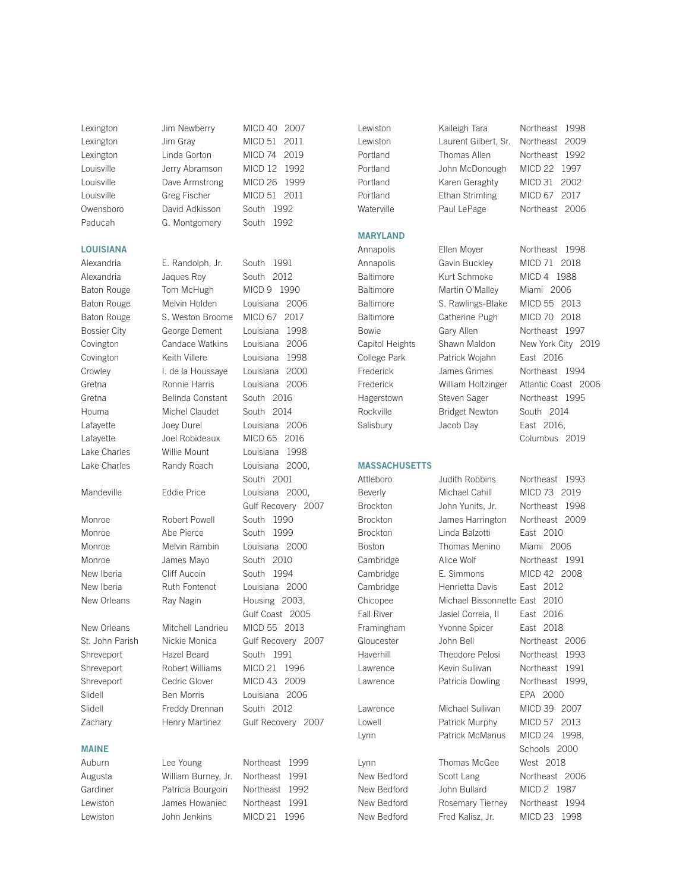| | | |
|---|---|---|
| Lexington | Jim Newberry | MICD 40 2007 |
| Lexington | Jim Gray | MICD 51 2011 |
| Lexington | Linda Gorton | MICD 74 2019 |
| Louisville | Jerry Abramson | MICD 12 1992 |
| Louisville | Dave Armstrong | MICD 26 1999 |
| Louisville | Greg Fischer | MICD 51 2011 |
| Owensboro | David Adkisson | South 1992 |
| Paducah | G. Montgomery | South 1992 |

## LOUISIANA

| | | |
|---|---|---|
| Alexandria | E. Randolph, Jr. | South 1991 |
| Alexandria | Jaques Roy | South 2012 |
| Baton Rouge | Tom McHugh | MICD 9 1990 |
| Baton Rouge | Melvin Holden | Louisiana 2006 |
| Baton Rouge | S. Weston Broome | MICD 67 2017 |
| Bossier City | George Dement | Louisiana 1998 |
| Covington | Candace Watkins | Louisiana 2006 |
| Covington | Keith Villere | Louisiana 1998 |
| Crowley | I. de la Houssaye | Louisiana 2000 |
| Gretna | Ronnie Harris | Louisiana 2006 |
| Gretna | Belinda Constant | South 2016 |
| Houma | Michel Claudet | South 2014 |
| Lafayette | Joey Durel | Louisiana 2006 |
| Lafayette | Joel Robideaux | MICD 65 2016 |
| Lake Charles | Willie Mount | Louisiana 1998 |
| Lake Charles | Randy Roach | Louisiana 2000, South 2001 |
| Mandeville | Eddie Price | Louisiana 2000, Gulf Recovery 2007 |
| Monroe | Robert Powell | South 1990 |
| Monroe | Abe Pierce | South 1999 |
| Monroe | Melvin Rambin | Louisiana 2000 |
| Monroe | James Mayo | South 2010 |
| New Iberia | Cliff Aucoin | South 1994 |
| New Iberia | Ruth Fontenot | Louisiana 2000 |
| New Orleans | Ray Nagin | Housing 2003, Gulf Coast 2005 |
| New Orleans | Mitchell Landrieu | MICD 55 2013 |
| St. John Parish | Nickie Monica | Gulf Recovery 2007 |
| Shreveport | Hazel Beard | South 1991 |
| Shreveport | Robert Williams | MICD 21 1996 |
| Shreveport | Cedric Glover | MICD 43 2009 |
| Slidell | Ben Morris | Louisiana 2006 |
| Slidell | Freddy Drennan | South 2012 |
| Zachary | Henry Martinez | Gulf Recovery 2007 |

## MAINE

| | | |
|---|---|---|
| Auburn | Lee Young | Northeast 1999 |
| Augusta | William Burney, Jr. | Northeast 1991 |
| Gardiner | Patricia Bourgoin | Northeast 1992 |
| Lewiston | James Howaniec | Northeast 1991 |
| Lewiston | John Jenkins | MICD 21 1996 |
| Lewiston | Kaileigh Tara | Northeast 1998 |
| Lewiston | Laurent Gilbert, Sr. | Northeast 2009 |
| Portland | Thomas Allen | Northeast 1992 |
| Portland | John McDonough | MICD 22 1997 |
| Portland | Karen Geraghty | MICD 31 2002 |
| Portland | Ethan Strimling | MICD 67 2017 |
| Waterville | Paul LePage | Northeast 2006 |

## MARYLAND

| | | |
|---|---|---|
| Annapolis | Ellen Moyer | Northeast 1998 |
| Annapolis | Gavin Buckley | MICD 71 2018 |
| Baltimore | Kurt Schmoke | MICD 4 1988 |
| Baltimore | Martin O'Malley | Miami 2006 |
| Baltimore | S. Rawlings-Blake | MICD 55 2013 |
| Baltimore | Catherine Pugh | MICD 70 2018 |
| Bowie | Gary Allen | Northeast 1997 |
| Capitol Heights | Shawn Maldon | New York City 2019 |
| College Park | Patrick Wojahn | East 2016 |
| Frederick | James Grimes | Northeast 1994 |
| Frederick | William Holtzinger | Atlantic Coast 2006 |
| Hagerstown | Steven Sager | Northeast 1995 |
| Rockville | Bridget Newton | South 2014 |
| Salisbury | Jacob Day | East 2016, Columbus 2019 |

## MASSACHUSETTS

| | | |
|---|---|---|
| Attleboro | Judith Robbins | Northeast 1993 |
| Beverly | Michael Cahill | MICD 73 2019 |
| Brockton | John Yunits, Jr. | Northeast 1998 |
| Brockton | James Harrington | Northeast 2009 |
| Brockton | Linda Balzotti | East 2010 |
| Boston | Thomas Menino | Miami 2006 |
| Cambridge | Alice Wolf | Northeast 1991 |
| Cambridge | E. Simmons | MICD 42 2008 |
| Cambridge | Henrietta Davis | East 2012 |
| Chicopee | Michael Bissonnette | East 2010 |
| Fall River | Jasiel Correia, II | East 2016 |
| Framingham | Yvonne Spicer | East 2018 |
| Gloucester | John Bell | Northeast 2006 |
| Haverhill | Theodore Pelosi | Northeast 1993 |
| Lawrence | Kevin Sullivan | Northeast 1991 |
| Lawrence | Patricia Dowling | Northeast 1999, EPA 2000 |
| Lawrence | Michael Sullivan | MICD 39 2007 |
| Lowell | Patrick Murphy | MICD 57 2013 |
| Lynn | Patrick McManus | MICD 24 1998, Schools 2000 |
| Lynn | Thomas McGee | West 2018 |
| New Bedford | Scott Lang | Northeast 2006 |
| New Bedford | John Bullard | MICD 2 1987 |
| New Bedford | Rosemary Tierney | Northeast 1994 |
| New Bedford | Fred Kalisz, Jr. | MICD 23 1998 |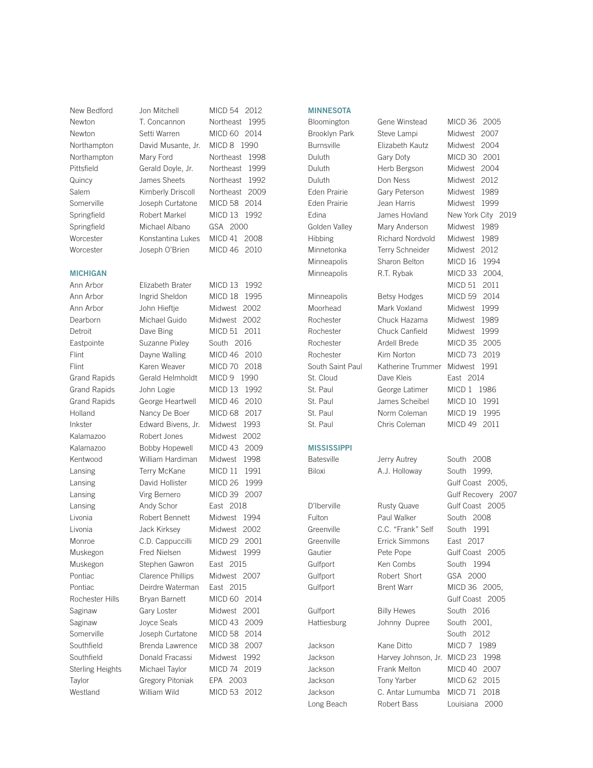| | | |
|---|---|---|
| New Bedford | Jon Mitchell | MICD 54 2012 |
| Newton | T. Concannon | Northeast 1995 |
| Newton | Setti Warren | MICD 60 2014 |
| Northampton | David Musante, Jr. | MICD 8 1990 |
| Northampton | Mary Ford | Northeast 1998 |
| Pittsfield | Gerald Doyle, Jr. | Northeast 1999 |
| Quincy | James Sheets | Northeast 1992 |
| Salem | Kimberly Driscoll | Northeast 2009 |
| Somerville | Joseph Curtatone | MICD 58 2014 |
| Springfield | Robert Markel | MICD 13 1992 |
| Springfield | Michael Albano | GSA 2000 |
| Worcester | Konstantina Lukes | MICD 41 2008 |
| Worcester | Joseph O'Brien | MICD 46 2010 |

### MICHIGAN

| | | |
|---|---|---|
| Ann Arbor | Elizabeth Brater | MICD 13 1992 |
| Ann Arbor | Ingrid Sheldon | MICD 18 1995 |
| Ann Arbor | John Hieftje | Midwest 2002 |
| Dearborn | Michael Guido | Midwest 2002 |
| Detroit | Dave Bing | MICD 51 2011 |
| Eastpointe | Suzanne Pixley | South 2016 |
| Flint | Dayne Walling | MICD 46 2010 |
| Flint | Karen Weaver | MICD 70 2018 |
| Grand Rapids | Gerald Helmholdt | MICD 9 1990 |
| Grand Rapids | John Logie | MICD 13 1992 |
| Grand Rapids | George Heartwell | MICD 46 2010 |
| Holland | Nancy De Boer | MICD 68 2017 |
| Inkster | Edward Bivens, Jr. | Midwest 1993 |
| Kalamazoo | Robert Jones | Midwest 2002 |
| Kalamazoo | Bobby Hopewell | MICD 43 2009 |
| Kentwood | William Hardiman | Midwest 1998 |
| Lansing | Terry McKane | MICD 11 1991 |
| Lansing | David Hollister | MICD 26 1999 |
| Lansing | Virg Bernero | MICD 39 2007 |
| Lansing | Andy Schor | East 2018 |
| Livonia | Robert Bennett | Midwest 1994 |
| Livonia | Jack Kirksey | Midwest 2002 |
| Monroe | C.D. Cappuccilli | MICD 29 2001 |
| Muskegon | Fred Nielsen | Midwest 1999 |
| Muskegon | Stephen Gawron | East 2015 |
| Pontiac | Clarence Phillips | Midwest 2007 |
| Pontiac | Deirdre Waterman | East 2015 |
| Rochester Hills | Bryan Barnett | MICD 60 2014 |
| Saginaw | Gary Loster | Midwest 2001 |
| Saginaw | Joyce Seals | MICD 43 2009 |
| Somerville | Joseph Curtatone | MICD 58 2014 |
| Southfield | Brenda Lawrence | MICD 38 2007 |
| Southfield | Donald Fracassi | Midwest 1992 |
| Sterling Heights | Michael Taylor | MICD 74 2019 |
| Taylor | Gregory Pitoniak | EPA 2003 |
| Westland | William Wild | MICD 53 2012 |

### MINNESOTA

| | | |
|---|---|---|
| Bloomington | Gene Winstead | MICD 36 2005 |
| Brooklyn Park | Steve Lampi | Midwest 2007 |
| Burnsville | Elizabeth Kautz | Midwest 2004 |
| Duluth | Gary Doty | MICD 30 2001 |
| Duluth | Herb Bergson | Midwest 2004 |
| Duluth | Don Ness | Midwest 2012 |
| Eden Prairie | Gary Peterson | Midwest 1989 |
| Eden Prairie | Jean Harris | Midwest 1999 |
| Edina | James Hovland | New York City 2019 |
| Golden Valley | Mary Anderson | Midwest 1989 |
| Hibbing | Richard Nordvold | Midwest 1989 |
| Minnetonka | Terry Schneider | Midwest 2012 |
| Minneapolis | Sharon Belton | MICD 16 1994 |
| Minneapolis | R.T. Rybak | MICD 33 2004, MICD 51 2011 |
| Minneapolis | Betsy Hodges | MICD 59 2014 |
| Moorhead | Mark Voxland | Midwest 1999 |
| Rochester | Chuck Hazama | Midwest 1989 |
| Rochester | Chuck Canfield | Midwest 1999 |
| Rochester | Ardell Brede | MICD 35 2005 |
| Rochester | Kim Norton | MICD 73 2019 |
| South Saint Paul | Katherine Trummer | Midwest 1991 |
| St. Cloud | Dave Kleis | East 2014 |
| St. Paul | George Latimer | MICD 1 1986 |
| St. Paul | James Scheibel | MICD 10 1991 |
| St. Paul | Norm Coleman | MICD 19 1995 |
| St. Paul | Chris Coleman | MICD 49 2011 |

### MISSISSIPPI

| | | |
|---|---|---|
| Batesville | Jerry Autrey | South 2008 |
| Biloxi | A.J. Holloway | South 1999, Gulf Coast 2005, Gulf Recovery 2007 |
| D'Iberville | Rusty Quave | Gulf Coast 2005 |
| Fulton | Paul Walker | South 2008 |
| Greenville | C.C. "Frank" Self | South 1991 |
| Greenville | Errick Simmons | East 2017 |
| Gautier | Pete Pope | Gulf Coast 2005 |
| Gulfport | Ken Combs | South 1994 |
| Gulfport | Robert Short | GSA 2000 |
| Gulfport | Brent Warr | MICD 36 2005, Gulf Coast 2005 |
| Gulfport | Billy Hewes | South 2016 |
| Hattiesburg | Johnny Dupree | South 2001, South 2012 |
| Jackson | Kane Ditto | MICD 7 1989 |
| Jackson | Harvey Johnson, Jr. | MICD 23 1998 |
| Jackson | Frank Melton | MICD 40 2007 |
| Jackson | Tony Yarber | MICD 62 2015 |
| Jackson | C. Antar Lumumba | MICD 71 2018 |
| Long Beach | Robert Bass | Louisiana 2000 |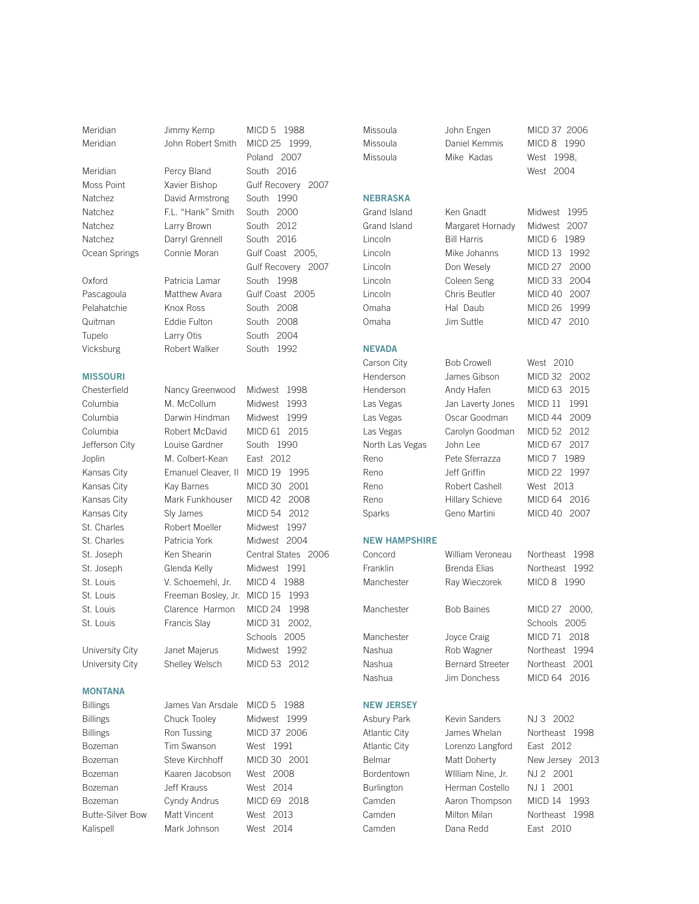| | | |
|---|---|---|
| Meridian | Jimmy Kemp | MICD 5 1988 |
| Meridian | John Robert Smith | MICD 25 1999, Poland 2007 |
| Meridian | Percy Bland | South 2016 |
| Moss Point | Xavier Bishop | Gulf Recovery 2007 |
| Natchez | David Armstrong | South 1990 |
| Natchez | F.L. "Hank" Smith | South 2000 |
| Natchez | Larry Brown | South 2012 |
| Natchez | Darryl Grennell | South 2016 |
| Ocean Springs | Connie Moran | Gulf Coast 2005, Gulf Recovery 2007 |
| Oxford | Patricia Lamar | South 1998 |
| Pascagoula | Matthew Avara | Gulf Coast 2005 |
| Pelahatchie | Knox Ross | South 2008 |
| Quitman | Eddie Fulton | South 2008 |
| Tupelo | Larry Otis | South 2004 |
| Vicksburg | Robert Walker | South 1992 |

## MISSOURI

| | | |
|---|---|---|
| Chesterfield | Nancy Greenwood | Midwest 1998 |
| Columbia | M. McCollum | Midwest 1993 |
| Columbia | Darwin Hindman | Midwest 1999 |
| Columbia | Robert McDavid | MICD 61 2015 |
| Jefferson City | Louise Gardner | South 1990 |
| Joplin | M. Colbert-Kean | East 2012 |
| Kansas City | Emanuel Cleaver, II | MICD 19 1995 |
| Kansas City | Kay Barnes | MICD 30 2001 |
| Kansas City | Mark Funkhouser | MICD 42 2008 |
| Kansas City | Sly James | MICD 54 2012 |
| St. Charles | Robert Moeller | Midwest 1997 |
| St. Charles | Patricia York | Midwest 2004 |
| St. Joseph | Ken Shearin | Central States 2006 |
| St. Joseph | Glenda Kelly | Midwest 1991 |
| St. Louis | V. Schoemehl, Jr. | MICD 4 1988 |
| St. Louis | Freeman Bosley, Jr. | MICD 15 1993 |
| St. Louis | Clarence Harmon | MICD 24 1998 |
| St. Louis | Francis Slay | MICD 31 2002, Schools 2005 |
| University City | Janet Majerus | Midwest 1992 |
| University City | Shelley Welsch | MICD 53 2012 |

## MONTANA

| | | |
|---|---|---|
| Billings | James Van Arsdale | MICD 5 1988 |
| Billings | Chuck Tooley | Midwest 1999 |
| Billings | Ron Tussing | MICD 37 2006 |
| Bozeman | Tim Swanson | West 1991 |
| Bozeman | Steve Kirchhoff | MICD 30 2001 |
| Bozeman | Kaaren Jacobson | West 2008 |
| Bozeman | Jeff Krauss | West 2014 |
| Bozeman | Cyndy Andrus | MICD 69 2018 |
| Butte-Silver Bow | Matt Vincent | West 2013 |
| Kalispell | Mark Johnson | West 2014 |
| Missoula | John Engen | MICD 37 2006 |
| Missoula | Daniel Kemmis | MICD 8 1990 |
| Missoula | Mike Kadas | West 1998, West 2004 |

## NEBRASKA

| | | |
|---|---|---|
| Grand Island | Ken Gnadt | Midwest 1995 |
| Grand Island | Margaret Hornady | Midwest 2007 |
| Lincoln | Bill Harris | MICD 6 1989 |
| Lincoln | Mike Johanns | MICD 13 1992 |
| Lincoln | Don Wesely | MICD 27 2000 |
| Lincoln | Coleen Seng | MICD 33 2004 |
| Lincoln | Chris Beutler | MICD 40 2007 |
| Omaha | Hal Daub | MICD 26 1999 |
| Omaha | Jim Suttle | MICD 47 2010 |

## NEVADA

| | | |
|---|---|---|
| Carson City | Bob Crowell | West 2010 |
| Henderson | James Gibson | MICD 32 2002 |
| Henderson | Andy Hafen | MICD 63 2015 |
| Las Vegas | Jan Laverty Jones | MICD 11 1991 |
| Las Vegas | Oscar Goodman | MICD 44 2009 |
| Las Vegas | Carolyn Goodman | MICD 52 2012 |
| North Las Vegas | John Lee | MICD 67 2017 |
| Reno | Pete Sferrazza | MICD 7 1989 |
| Reno | Jeff Griffin | MICD 22 1997 |
| Reno | Robert Cashell | West 2013 |
| Reno | Hillary Schieve | MICD 64 2016 |
| Sparks | Geno Martini | MICD 40 2007 |

## NEW HAMPSHIRE

| | | |
|---|---|---|
| Concord | William Veroneau | Northeast 1998 |
| Franklin | Brenda Elias | Northeast 1992 |
| Manchester | Ray Wieczorek | MICD 8 1990 |
| Manchester | Bob Baines | MICD 27 2000, Schools 2005 |
| Manchester | Joyce Craig | MICD 71 2018 |
| Nashua | Rob Wagner | Northeast 1994 |
| Nashua | Bernard Streeter | Northeast 2001 |
| Nashua | Jim Donchess | MICD 64 2016 |

## NEW JERSEY

| | | |
|---|---|---|
| Asbury Park | Kevin Sanders | NJ 3 2002 |
| Atlantic City | James Whelan | Northeast 1998 |
| Atlantic City | Lorenzo Langford | East 2012 |
| Belmar | Matt Doherty | New Jersey 2013 |
| Bordentown | WIlliam Nine, Jr. | NJ 2 2001 |
| Burlington | Herman Costello | NJ 1 2001 |
| Camden | Aaron Thompson | MICD 14 1993 |
| Camden | Milton Milan | Northeast 1998 |
| Camden | Dana Redd | East 2010 |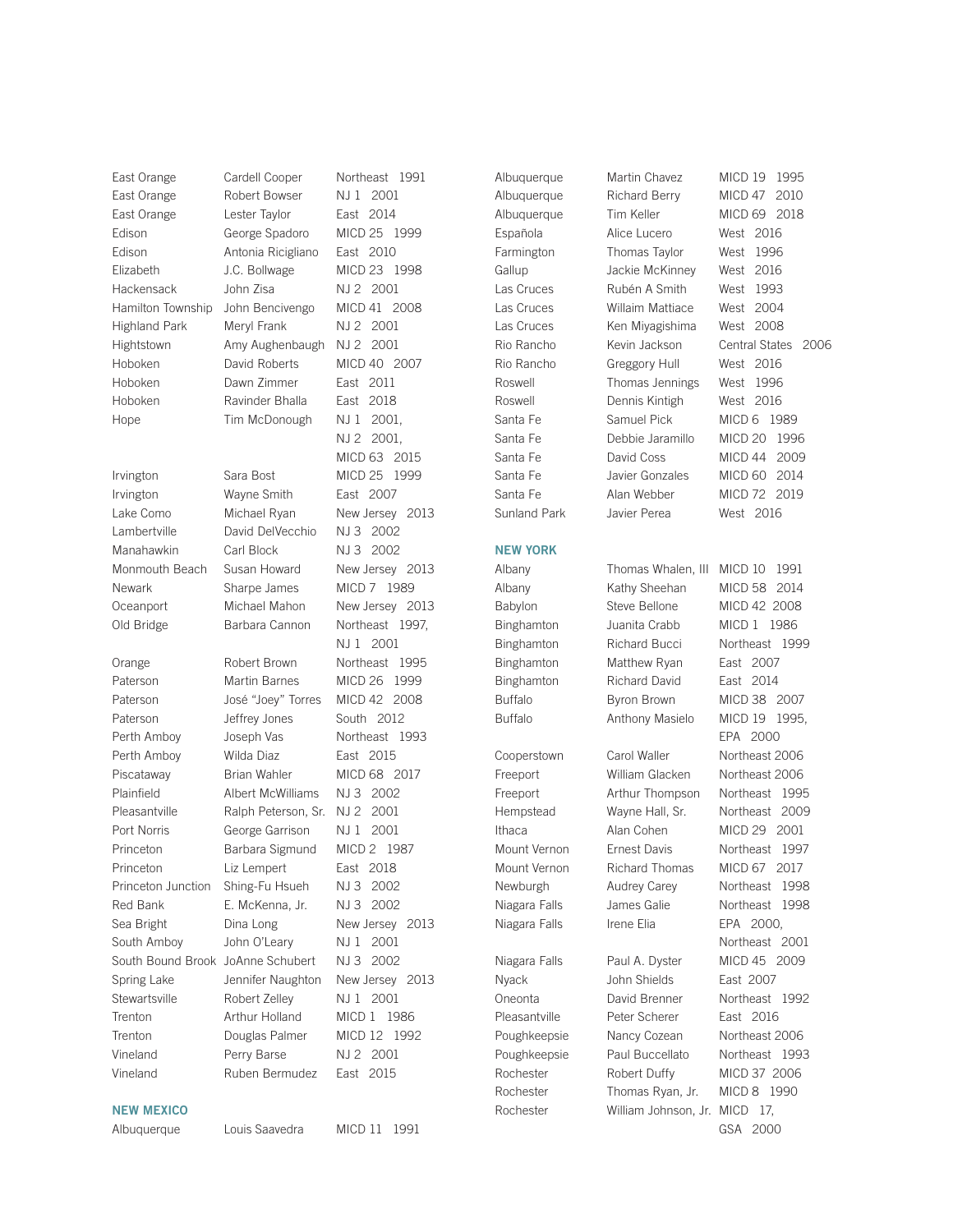| | | |
|---|---|---|
| East Orange | Cardell Cooper | Northeast 1991 |
| East Orange | Robert Bowser | NJ 1 2001 |
| East Orange | Lester Taylor | East 2014 |
| Edison | George Spadoro | MICD 25 1999 |
| Edison | Antonia Ricigliano | East 2010 |
| Elizabeth | J.C. Bollwage | MICD 23 1998 |
| Hackensack | John Zisa | NJ 2 2001 |
| Hamilton Township | John Bencivengo | MICD 41 2008 |
| Highland Park | Meryl Frank | NJ 2 2001 |
| Hightstown | Amy Aughenbaugh | NJ 2 2001 |
| Hoboken | David Roberts | MICD 40 2007 |
| Hoboken | Dawn Zimmer | East 2011 |
| Hoboken | Ravinder Bhalla | East 2018 |
| Hope | Tim McDonough | NJ 1 2001, NJ 2 2001, MICD 63 2015 |
| Irvington | Sara Bost | MICD 25 1999 |
| Irvington | Wayne Smith | East 2007 |
| Lake Como | Michael Ryan | New Jersey 2013 |
| Lambertville | David DelVecchio | NJ 3 2002 |
| Manahawkin | Carl Block | NJ 3 2002 |
| Monmouth Beach | Susan Howard | New Jersey 2013 |
| Newark | Sharpe James | MICD 7 1989 |
| Oceanport | Michael Mahon | New Jersey 2013 |
| Old Bridge | Barbara Cannon | Northeast 1997, NJ 1 2001 |
| Orange | Robert Brown | Northeast 1995 |
| Paterson | Martin Barnes | MICD 26 1999 |
| Paterson | José “Joey” Torres | MICD 42 2008 |
| Paterson | Jeffrey Jones | South 2012 |
| Perth Amboy | Joseph Vas | Northeast 1993 |
| Perth Amboy | Wilda Diaz | East 2015 |
| Piscataway | Brian Wahler | MICD 68 2017 |
| Plainfield | Albert McWilliams | NJ 3 2002 |
| Pleasantville | Ralph Peterson, Sr. | NJ 2 2001 |
| Port Norris | George Garrison | NJ 1 2001 |
| Princeton | Barbara Sigmund | MICD 2 1987 |
| Princeton | Liz Lempert | East 2018 |
| Princeton Junction | Shing-Fu Hsueh | NJ 3 2002 |
| Red Bank | E. McKenna, Jr. | NJ 3 2002 |
| Sea Bright | Dina Long | New Jersey 2013 |
| South Amboy | John O’Leary | NJ 1 2001 |
| South Bound Brook | JoAnne Schubert | NJ 3 2002 |
| Spring Lake | Jennifer Naughton | New Jersey 2013 |
| Stewartsville | Robert Zelley | NJ 1 2001 |
| Trenton | Arthur Holland | MICD 1 1986 |
| Trenton | Douglas Palmer | MICD 12 1992 |
| Vineland | Perry Barse | NJ 2 2001 |
| Vineland | Ruben Bermudez | East 2015 |

## NEW MEXICO

| | | |
|---|---|---|
| Albuquerque | Louis Saavedra | MICD 11 1991 |
| Albuquerque | Martin Chavez | MICD 19 1995 |
| Albuquerque | Richard Berry | MICD 47 2010 |
| Albuquerque | Tim Keller | MICD 69 2018 |
| Española | Alice Lucero | West 2016 |
| Farmington | Thomas Taylor | West 1996 |
| Gallup | Jackie McKinney | West 2016 |
| Las Cruces | Rubén A Smith | West 1993 |
| Las Cruces | Willaim Mattiace | West 2004 |
| Las Cruces | Ken Miyagishima | West 2008 |
| Rio Rancho | Kevin Jackson | Central States 2006 |
| Rio Rancho | Greggory Hull | West 2016 |
| Roswell | Thomas Jennings | West 1996 |
| Roswell | Dennis Kintigh | West 2016 |
| Santa Fe | Samuel Pick | MICD 6 1989 |
| Santa Fe | Debbie Jaramillo | MICD 20 1996 |
| Santa Fe | David Coss | MICD 44 2009 |
| Santa Fe | Javier Gonzales | MICD 60 2014 |
| Santa Fe | Alan Webber | MICD 72 2019 |
| Sunland Park | Javier Perea | West 2016 |

## NEW YORK

| | | |
|---|---|---|
| Albany | Thomas Whalen, III | MICD 10 1991 |
| Albany | Kathy Sheehan | MICD 58 2014 |
| Babylon | Steve Bellone | MICD 42 2008 |
| Binghamton | Juanita Crabb | MICD 1 1986 |
| Binghamton | Richard Bucci | Northeast 1999 |
| Binghamton | Matthew Ryan | East 2007 |
| Binghamton | Richard David | East 2014 |
| Buffalo | Byron Brown | MICD 38 2007 |
| Buffalo | Anthony Masielo | MICD 19 1995, EPA 2000 |
| Cooperstown | Carol Waller | Northeast 2006 |
| Freeport | William Glacken | Northeast 2006 |
| Freeport | Arthur Thompson | Northeast 1995 |
| Hempstead | Wayne Hall, Sr. | Northeast 2009 |
| Ithaca | Alan Cohen | MICD 29 2001 |
| Mount Vernon | Ernest Davis | Northeast 1997 |
| Mount Vernon | Richard Thomas | MICD 67 2017 |
| Newburgh | Audrey Carey | Northeast 1998 |
| Niagara Falls | James Galie | Northeast 1998 |
| Niagara Falls | Irene Elia | EPA 2000, Northeast 2001 |
| Niagara Falls | Paul A. Dyster | MICD 45 2009 |
| Nyack | John Shields | East 2007 |
| Oneonta | David Brenner | Northeast 1992 |
| Pleasantville | Peter Scherer | East 2016 |
| Poughkeepsie | Nancy Cozean | Northeast 2006 |
| Poughkeepsie | Paul Buccellato | Northeast 1993 |
| Rochester | Robert Duffy | MICD 37 2006 |
| Rochester | Thomas Ryan, Jr. | MICD 8 1990 |
| Rochester | William Johnson, Jr. | MICD 17, GSA 2000 |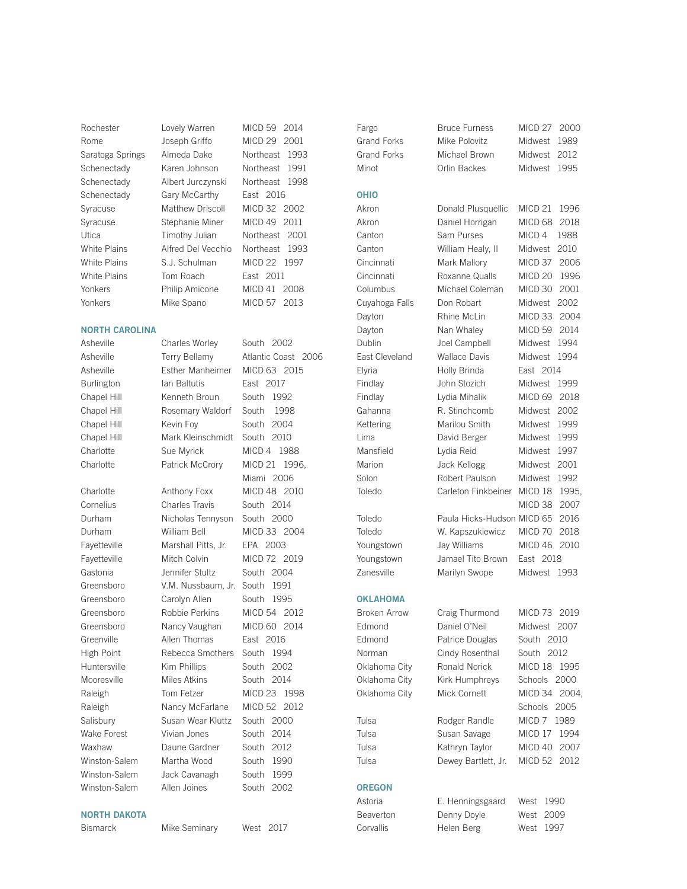| City | Name | Award |
|---|---|---|
| Rochester | Lovely Warren | MICD 59 2014 |
| Rome | Joseph Griffo | MICD 29 2001 |
| Saratoga Springs | Almeda Dake | Northeast 1993 |
| Schenectady | Karen Johnson | Northeast 1991 |
| Schenectady | Albert Jurczynski | Northeast 1998 |
| Schenectady | Gary McCarthy | East 2016 |
| Syracuse | Matthew Driscoll | MICD 32 2002 |
| Syracuse | Stephanie Miner | MICD 49 2011 |
| Utica | Timothy Julian | Northeast 2001 |
| White Plains | Alfred Del Vecchio | Northeast 1993 |
| White Plains | S.J. Schulman | MICD 22 1997 |
| White Plains | Tom Roach | East 2011 |
| Yonkers | Philip Amicone | MICD 41 2008 |
| Yonkers | Mike Spano | MICD 57 2013 |

## NORTH CAROLINA

| City | Name | Award |
|---|---|---|
| Asheville | Charles Worley | South 2002 |
| Asheville | Terry Bellamy | Atlantic Coast 2006 |
| Asheville | Esther Manheimer | MICD 63 2015 |
| Burlington | Ian Baltutis | East 2017 |
| Chapel Hill | Kenneth Broun | South 1992 |
| Chapel Hill | Rosemary Waldorf | South 1998 |
| Chapel Hill | Kevin Foy | South 2004 |
| Chapel Hill | Mark Kleinschmidt | South 2010 |
| Charlotte | Sue Myrick | MICD 4 1988 |
| Charlotte | Patrick McCrory | MICD 21 1996, Miami 2006 |
| Charlotte | Anthony Foxx | MICD 48 2010 |
| Cornelius | Charles Travis | South 2014 |
| Durham | Nicholas Tennyson | South 2000 |
| Durham | William Bell | MICD 33 2004 |
| Fayetteville | Marshall Pitts, Jr. | EPA 2003 |
| Fayetteville | Mitch Colvin | MICD 72 2019 |
| Gastonia | Jennifer Stultz | South 2004 |
| Greensboro | V.M. Nussbaum, Jr. | South 1991 |
| Greensboro | Carolyn Allen | South 1995 |
| Greensboro | Robbie Perkins | MICD 54 2012 |
| Greensboro | Nancy Vaughan | MICD 60 2014 |
| Greenville | Allen Thomas | East 2016 |
| High Point | Rebecca Smothers | South 1994 |
| Huntersville | Kim Phillips | South 2002 |
| Mooresville | Miles Atkins | South 2014 |
| Raleigh | Tom Fetzer | MICD 23 1998 |
| Raleigh | Nancy McFarlane | MICD 52 2012 |
| Salisbury | Susan Wear Kluttz | South 2000 |
| Wake Forest | Vivian Jones | South 2014 |
| Waxhaw | Daune Gardner | South 2012 |
| Winston-Salem | Martha Wood | South 1990 |
| Winston-Salem | Jack Cavanagh | South 1999 |
| Winston-Salem | Allen Joines | South 2002 |

## NORTH DAKOTA

| City | Name | Award |
|---|---|---|
| Bismarck | Mike Seminary | West 2017 |
| Fargo | Bruce Furness | MICD 27 2000 |
| Grand Forks | Mike Polovitz | Midwest 1989 |
| Grand Forks | Michael Brown | Midwest 2012 |
| Minot | Orlin Backes | Midwest 1995 |

## OHIO

| City | Name | Award |
|---|---|---|
| Akron | Donald Plusquellic | MICD 21 1996 |
| Akron | Daniel Horrigan | MICD 68 2018 |
| Canton | Sam Purses | MICD 4 1988 |
| Canton | William Healy, II | Midwest 2010 |
| Cincinnati | Mark Mallory | MICD 37 2006 |
| Cincinnati | Roxanne Qualls | MICD 20 1996 |
| Columbus | Michael Coleman | MICD 30 2001 |
| Cuyahoga Falls | Don Robart | Midwest 2002 |
| Dayton | Rhine McLin | MICD 33 2004 |
| Dayton | Nan Whaley | MICD 59 2014 |
| Dublin | Joel Campbell | Midwest 1994 |
| East Cleveland | Wallace Davis | Midwest 1994 |
| Elyria | Holly Brinda | East 2014 |
| Findlay | John Stozich | Midwest 1999 |
| Findlay | Lydia Mihalik | MICD 69 2018 |
| Gahanna | R. Stinchcomb | Midwest 2002 |
| Kettering | Marilou Smith | Midwest 1999 |
| Lima | David Berger | Midwest 1999 |
| Mansfield | Lydia Reid | Midwest 1997 |
| Marion | Jack Kellogg | Midwest 2001 |
| Solon | Robert Paulson | Midwest 1992 |
| Toledo | Carleton Finkbeiner | MICD 18 1995, MICD 38 2007 |
| Toledo | Paula Hicks-Hudson | MICD 65 2016 |
| Toledo | W. Kapszukiewicz | MICD 70 2018 |
| Youngstown | Jay Williams | MICD 46 2010 |
| Youngstown | Jamael Tito Brown | East 2018 |
| Zanesville | Marilyn Swope | Midwest 1993 |

## OKLAHOMA

| City | Name | Award |
|---|---|---|
| Broken Arrow | Craig Thurmond | MICD 73 2019 |
| Edmond | Daniel O'Neil | Midwest 2007 |
| Edmond | Patrice Douglas | South 2010 |
| Norman | Cindy Rosenthal | South 2012 |
| Oklahoma City | Ronald Norick | MICD 18 1995 |
| Oklahoma City | Kirk Humphreys | Schools 2000 |
| Oklahoma City | Mick Cornett | MICD 34 2004, Schools 2005 |
| Tulsa | Rodger Randle | MICD 7 1989 |
| Tulsa | Susan Savage | MICD 17 1994 |
| Tulsa | Kathryn Taylor | MICD 40 2007 |
| Tulsa | Dewey Bartlett, Jr. | MICD 52 2012 |

## OREGON

| City | Name | Award |
|---|---|---|
| Astoria | E. Henningsgaard | West 1990 |
| Beaverton | Denny Doyle | West 2009 |
| Corvallis | Helen Berg | West 1997 |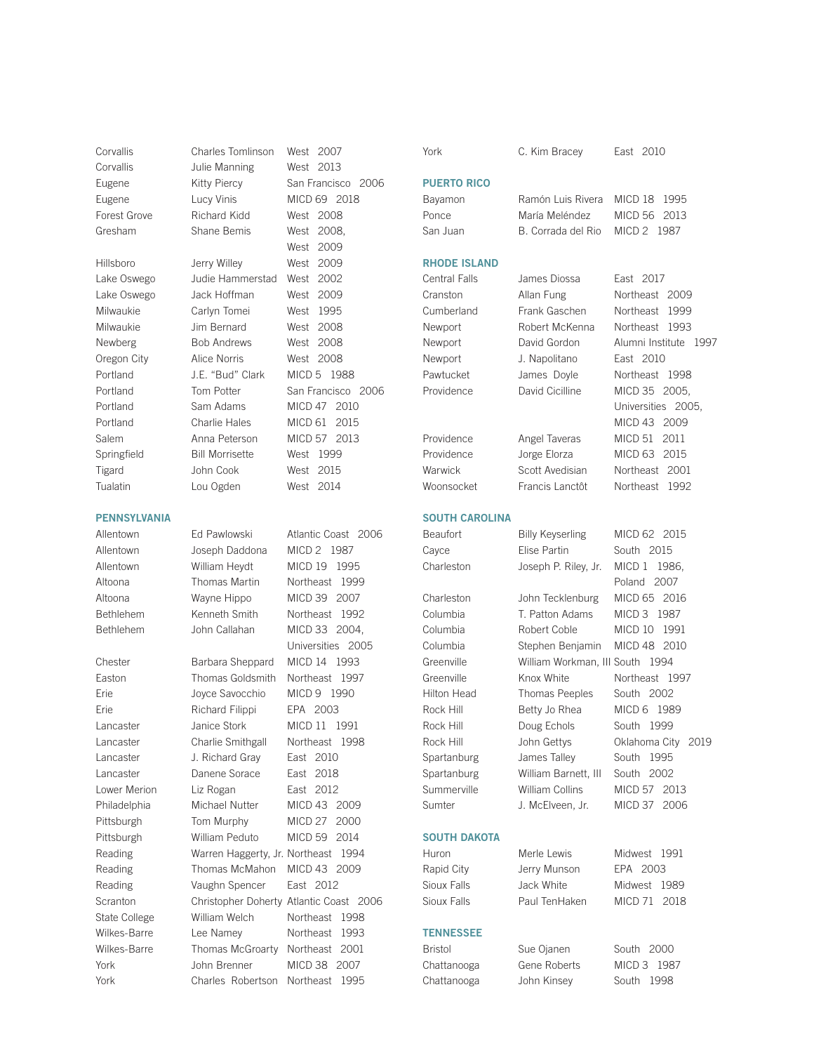| City | Name | Program |
|---|---|---|
| Corvallis | Charles Tomlinson | West 2007 |
| Corvallis | Julie Manning | West 2013 |
| Eugene | Kitty Piercy | San Francisco 2006 |
| Eugene | Lucy Vinis | MICD 69 2018 |
| Forest Grove | Richard Kidd | West 2008 |
| Gresham | Shane Bemis | West 2008, West 2009 |
| Hillsboro | Jerry Willey | West 2009 |
| Lake Oswego | Judie Hammerstad | West 2002 |
| Lake Oswego | Jack Hoffman | West 2009 |
| Milwaukie | Carlyn Tomei | West 1995 |
| Milwaukie | Jim Bernard | West 2008 |
| Newberg | Bob Andrews | West 2008 |
| Oregon City | Alice Norris | West 2008 |
| Portland | J.E. “Bud” Clark | MICD 5 1988 |
| Portland | Tom Potter | San Francisco 2006 |
| Portland | Sam Adams | MICD 47 2010 |
| Portland | Charlie Hales | MICD 61 2015 |
| Salem | Anna Peterson | MICD 57 2013 |
| Springfield | Bill Morrisette | West 1999 |
| Tigard | John Cook | West 2015 |
| Tualatin | Lou Ogden | West 2014 |

## PENNSYLVANIA

| City | Name | Program |
|---|---|---|
| Allentown | Ed Pawlowski | Atlantic Coast 2006 |
| Allentown | Joseph Daddona | MICD 2 1987 |
| Allentown | William Heydt | MICD 19 1995 |
| Altoona | Thomas Martin | Northeast 1999 |
| Altoona | Wayne Hippo | MICD 39 2007 |
| Bethlehem | Kenneth Smith | Northeast 1992 |
| Bethlehem | John Callahan | MICD 33 2004, Universities 2005 |
| Chester | Barbara Sheppard | MICD 14 1993 |
| Easton | Thomas Goldsmith | Northeast 1997 |
| Erie | Joyce Savocchio | MICD 9 1990 |
| Erie | Richard Filippi | EPA 2003 |
| Lancaster | Janice Stork | MICD 11 1991 |
| Lancaster | Charlie Smithgall | Northeast 1998 |
| Lancaster | J. Richard Gray | East 2010 |
| Lancaster | Danene Sorace | East 2018 |
| Lower Merion | Liz Rogan | East 2012 |
| Philadelphia | Michael Nutter | MICD 43 2009 |
| Pittsburgh | Tom Murphy | MICD 27 2000 |
| Pittsburgh | William Peduto | MICD 59 2014 |
| Reading | Warren Haggerty, Jr. | Northeast 1994 |
| Reading | Thomas McMahon | MICD 43 2009 |
| Reading | Vaughn Spencer | East 2012 |
| Scranton | Christopher Doherty | Atlantic Coast 2006 |
| State College | William Welch | Northeast 1998 |
| Wilkes-Barre | Lee Namey | Northeast 1993 |
| Wilkes-Barre | Thomas McGroarty | Northeast 2001 |
| York | John Brenner | MICD 38 2007 |
| York | Charles Robertson | Northeast 1995 |
| York | C. Kim Bracey | East 2010 |

## PUERTO RICO

| City | Name | Program |
|---|---|---|
| Bayamon | Ramón Luis Rivera | MICD 18 1995 |
| Ponce | María Meléndez | MICD 56 2013 |
| San Juan | B. Corrada del Rio | MICD 2 1987 |

## RHODE ISLAND

| City | Name | Program |
|---|---|---|
| Central Falls | James Diossa | East 2017 |
| Cranston | Allan Fung | Northeast 2009 |
| Cumberland | Frank Gaschen | Northeast 1999 |
| Newport | Robert McKenna | Northeast 1993 |
| Newport | David Gordon | Alumni Institute 1997 |
| Newport | J. Napolitano | East 2010 |
| Pawtucket | James Doyle | Northeast 1998 |
| Providence | David Cicilline | MICD 35 2005, Universities 2005, MICD 43 2009 |
| Providence | Angel Taveras | MICD 51 2011 |
| Providence | Jorge Elorza | MICD 63 2015 |
| Warwick | Scott Avedisian | Northeast 2001 |
| Woonsocket | Francis Lanctôt | Northeast 1992 |

## SOUTH CAROLINA

| City | Name | Program |
|---|---|---|
| Beaufort | Billy Keyserling | MICD 62 2015 |
| Cayce | Elise Partin | South 2015 |
| Charleston | Joseph P. Riley, Jr. | MICD 1 1986, Poland 2007 |
| Charleston | John Tecklenburg | MICD 65 2016 |
| Columbia | T. Patton Adams | MICD 3 1987 |
| Columbia | Robert Coble | MICD 10 1991 |
| Columbia | Stephen Benjamin | MICD 48 2010 |
| Greenville | William Workman, III | South 1994 |
| Greenville | Knox White | Northeast 1997 |
| Hilton Head | Thomas Peeples | South 2002 |
| Rock Hill | Betty Jo Rhea | MICD 6 1989 |
| Rock Hill | Doug Echols | South 1999 |
| Rock Hill | John Gettys | Oklahoma City 2019 |
| Spartanburg | James Talley | South 1995 |
| Spartanburg | William Barnett, III | South 2002 |
| Summerville | William Collins | MICD 57 2013 |
| Sumter | J. McElveen, Jr. | MICD 37 2006 |

## SOUTH DAKOTA

| City | Name | Program |
|---|---|---|
| Huron | Merle Lewis | Midwest 1991 |
| Rapid City | Jerry Munson | EPA 2003 |
| Sioux Falls | Jack White | Midwest 1989 |
| Sioux Falls | Paul TenHaken | MICD 71 2018 |

## TENNESSEE

| City | Name | Program |
|---|---|---|
| Bristol | Sue Ojanen | South 2000 |
| Chattanooga | Gene Roberts | MICD 3 1987 |
| Chattanooga | John Kinsey | South 1998 |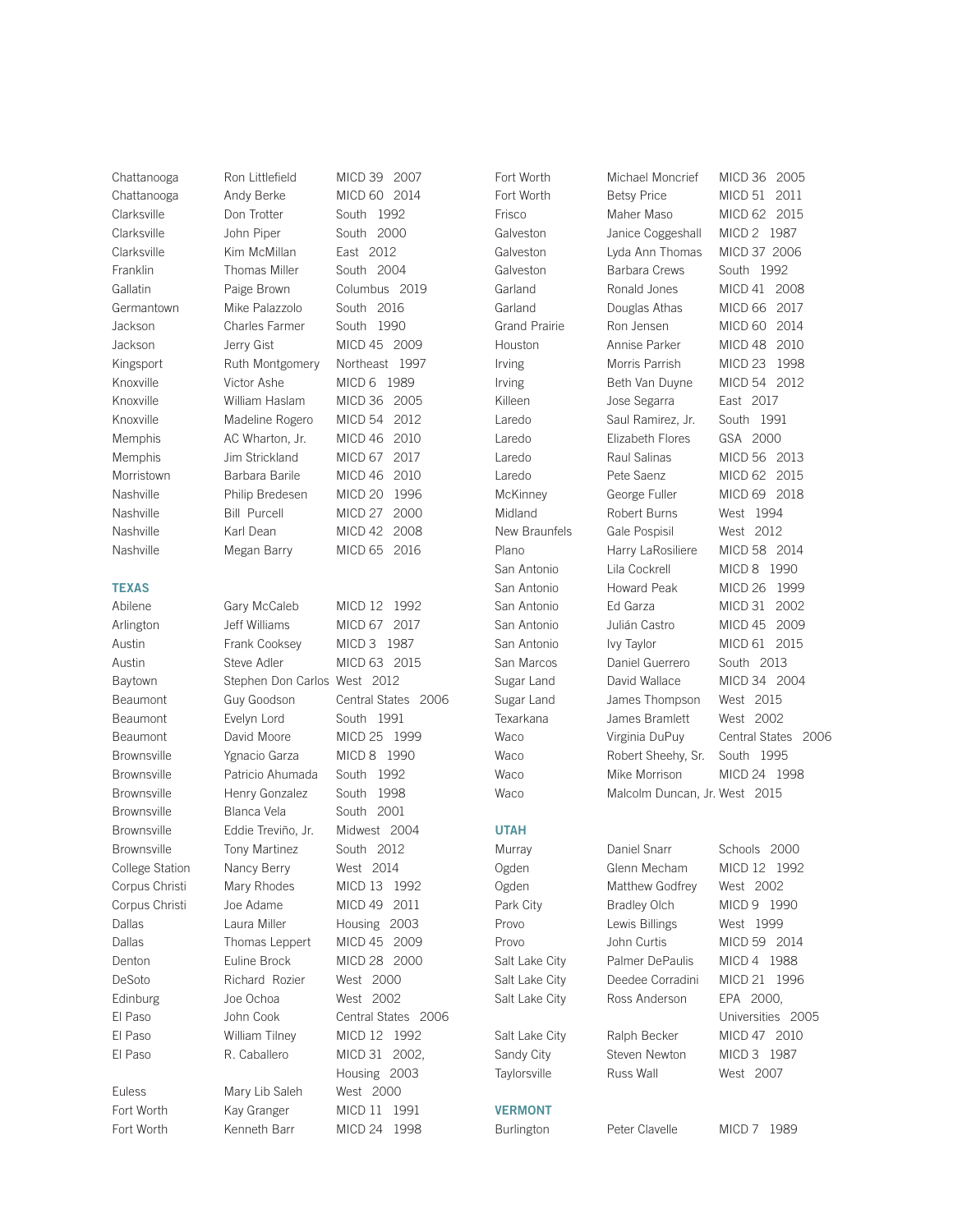| | | |
|---|---|---|
| Chattanooga | Ron Littlefield | MICD 39 2007 |
| Chattanooga | Andy Berke | MICD 60 2014 |
| Clarksville | Don Trotter | South 1992 |
| Clarksville | John Piper | South 2000 |
| Clarksville | Kim McMillan | East 2012 |
| Franklin | Thomas Miller | South 2004 |
| Gallatin | Paige Brown | Columbus 2019 |
| Germantown | Mike Palazzolo | South 2016 |
| Jackson | Charles Farmer | South 1990 |
| Jackson | Jerry Gist | MICD 45 2009 |
| Kingsport | Ruth Montgomery | Northeast 1997 |
| Knoxville | Victor Ashe | MICD 6 1989 |
| Knoxville | William Haslam | MICD 36 2005 |
| Knoxville | Madeline Rogero | MICD 54 2012 |
| Memphis | AC Wharton, Jr. | MICD 46 2010 |
| Memphis | Jim Strickland | MICD 67 2017 |
| Morristown | Barbara Barile | MICD 46 2010 |
| Nashville | Philip Bredesen | MICD 20 1996 |
| Nashville | Bill Purcell | MICD 27 2000 |
| Nashville | Karl Dean | MICD 42 2008 |
| Nashville | Megan Barry | MICD 65 2016 |

### TEXAS

| | | |
|---|---|---|
| Abilene | Gary McCaleb | MICD 12 1992 |
| Arlington | Jeff Williams | MICD 67 2017 |
| Austin | Frank Cooksey | MICD 3 1987 |
| Austin | Steve Adler | MICD 63 2015 |
| Baytown | Stephen Don Carlos | West 2012 |
| Beaumont | Guy Goodson | Central States 2006 |
| Beaumont | Evelyn Lord | South 1991 |
| Beaumont | David Moore | MICD 25 1999 |
| Brownsville | Ygnacio Garza | MICD 8 1990 |
| Brownsville | Patricio Ahumada | South 1992 |
| Brownsville | Henry Gonzalez | South 1998 |
| Brownsville | Blanca Vela | South 2001 |
| Brownsville | Eddie Treviño, Jr. | Midwest 2004 |
| Brownsville | Tony Martinez | South 2012 |
| College Station | Nancy Berry | West 2014 |
| Corpus Christi | Mary Rhodes | MICD 13 1992 |
| Corpus Christi | Joe Adame | MICD 49 2011 |
| Dallas | Laura Miller | Housing 2003 |
| Dallas | Thomas Leppert | MICD 45 2009 |
| Denton | Euline Brock | MICD 28 2000 |
| DeSoto | Richard Rozier | West 2000 |
| Edinburg | Joe Ochoa | West 2002 |
| El Paso | John Cook | Central States 2006 |
| El Paso | William Tilney | MICD 12 1992 |
| El Paso | R. Caballero | MICD 31 2002, Housing 2003 |
| Euless | Mary Lib Saleh | West 2000 |
| Fort Worth | Kay Granger | MICD 11 1991 |
| Fort Worth | Kenneth Barr | MICD 24 1998 |
| Fort Worth | Michael Moncrief | MICD 36 2005 |
| Fort Worth | Betsy Price | MICD 51 2011 |
| Frisco | Maher Maso | MICD 62 2015 |
| Galveston | Janice Coggeshall | MICD 2 1987 |
| Galveston | Lyda Ann Thomas | MICD 37 2006 |
| Galveston | Barbara Crews | South 1992 |
| Garland | Ronald Jones | MICD 41 2008 |
| Garland | Douglas Athas | MICD 66 2017 |
| Grand Prairie | Ron Jensen | MICD 60 2014 |
| Houston | Annise Parker | MICD 48 2010 |
| Irving | Morris Parrish | MICD 23 1998 |
| Irving | Beth Van Duyne | MICD 54 2012 |
| Killeen | Jose Segarra | East 2017 |
| Laredo | Saul Ramirez, Jr. | South 1991 |
| Laredo | Elizabeth Flores | GSA 2000 |
| Laredo | Raul Salinas | MICD 56 2013 |
| Laredo | Pete Saenz | MICD 62 2015 |
| McKinney | George Fuller | MICD 69 2018 |
| Midland | Robert Burns | West 1994 |
| New Braunfels | Gale Pospisil | West 2012 |
| Plano | Harry LaRosiliere | MICD 58 2014 |
| San Antonio | Lila Cockrell | MICD 8 1990 |
| San Antonio | Howard Peak | MICD 26 1999 |
| San Antonio | Ed Garza | MICD 31 2002 |
| San Antonio | Julián Castro | MICD 45 2009 |
| San Antonio | Ivy Taylor | MICD 61 2015 |
| San Marcos | Daniel Guerrero | South 2013 |
| Sugar Land | David Wallace | MICD 34 2004 |
| Sugar Land | James Thompson | West 2015 |
| Texarkana | James Bramlett | West 2002 |
| Waco | Virginia DuPuy | Central States 2006 |
| Waco | Robert Sheehy, Sr. | South 1995 |
| Waco | Mike Morrison | MICD 24 1998 |
| Waco | Malcolm Duncan, Jr. | West 2015 |

### UTAH

| | | |
|---|---|---|
| Murray | Daniel Snarr | Schools 2000 |
| Ogden | Glenn Mecham | MICD 12 1992 |
| Ogden | Matthew Godfrey | West 2002 |
| Park City | Bradley Olch | MICD 9 1990 |
| Provo | Lewis Billings | West 1999 |
| Provo | John Curtis | MICD 59 2014 |
| Salt Lake City | Palmer DePaulis | MICD 4 1988 |
| Salt Lake City | Deedee Corradini | MICD 21 1996 |
| Salt Lake City | Ross Anderson | EPA 2000, Universities 2005 |
| Salt Lake City | Ralph Becker | MICD 47 2010 |
| Sandy City | Steven Newton | MICD 3 1987 |
| Taylorsville | Russ Wall | West 2007 |

### VERMONT

| | | |
|---|---|---|
| Burlington | Peter Clavelle | MICD 7 1989 |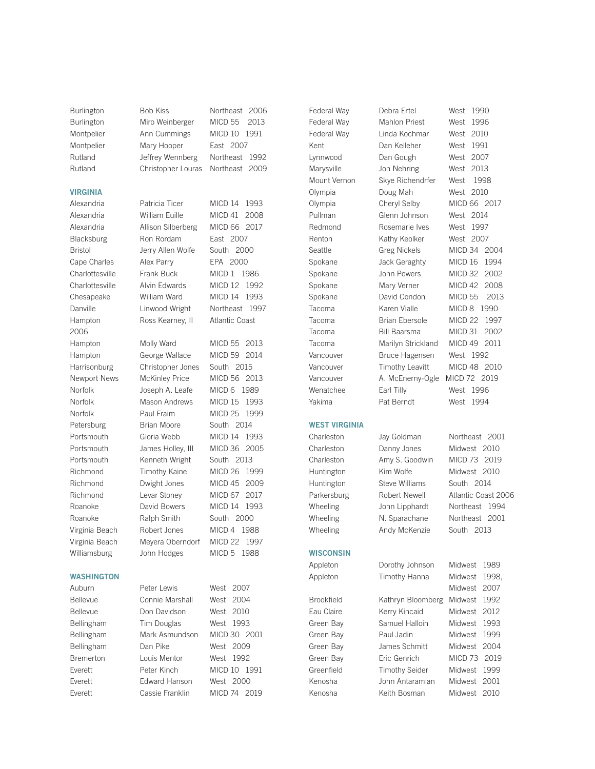| | | |
|---|---|---|
| Burlington | Bob Kiss | Northeast 2006 |
| Burlington | Miro Weinberger | MICD 55 2013 |
| Montpelier | Ann Cummings | MICD 10 1991 |
| Montpelier | Mary Hooper | East 2007 |
| Rutland | Jeffrey Wennberg | Northeast 1992 |
| Rutland | Christopher Louras | Northeast 2009 |

### VIRGINIA

| | | |
|---|---|---|
| Alexandria | Patricia Ticer | MICD 14 1993 |
| Alexandria | William Euille | MICD 41 2008 |
| Alexandria | Allison Silberberg | MICD 66 2017 |
| Blacksburg | Ron Rordam | East 2007 |
| Bristol | Jerry Allen Wolfe | South 2000 |
| Cape Charles | Alex Parry | EPA 2000 |
| Charlottesville | Frank Buck | MICD 1 1986 |
| Charlottesville | Alvin Edwards | MICD 12 1992 |
| Chesapeake | William Ward | MICD 14 1993 |
| Danville | Linwood Wright | Northeast 1997 |
| Hampton | Ross Kearney, II | Atlantic Coast 2006 |
| Hampton | Molly Ward | MICD 55 2013 |
| Hampton | George Wallace | MICD 59 2014 |
| Harrisonburg | Christopher Jones | South 2015 |
| Newport News | McKinley Price | MICD 56 2013 |
| Norfolk | Joseph A. Leafe | MICD 6 1989 |
| Norfolk | Mason Andrews | MICD 15 1993 |
| Norfolk | Paul Fraim | MICD 25 1999 |
| Petersburg | Brian Moore | South 2014 |
| Portsmouth | Gloria Webb | MICD 14 1993 |
| Portsmouth | James Holley, III | MICD 36 2005 |
| Portsmouth | Kenneth Wright | South 2013 |
| Richmond | Timothy Kaine | MICD 26 1999 |
| Richmond | Dwight Jones | MICD 45 2009 |
| Richmond | Levar Stoney | MICD 67 2017 |
| Roanoke | David Bowers | MICD 14 1993 |
| Roanoke | Ralph Smith | South 2000 |
| Virginia Beach | Robert Jones | MICD 4 1988 |
| Virginia Beach | Meyera Oberndorf | MICD 22 1997 |
| Williamsburg | John Hodges | MICD 5 1988 |

### WASHINGTON

| | | |
|---|---|---|
| Auburn | Peter Lewis | West 2007 |
| Bellevue | Connie Marshall | West 2004 |
| Bellevue | Don Davidson | West 2010 |
| Bellingham | Tim Douglas | West 1993 |
| Bellingham | Mark Asmundson | MICD 30 2001 |
| Bellingham | Dan Pike | West 2009 |
| Bremerton | Louis Mentor | West 1992 |
| Everett | Peter Kinch | MICD 10 1991 |
| Everett | Edward Hanson | West 2000 |
| Everett | Cassie Franklin | MICD 74 2019 |
| Federal Way | Debra Ertel | West 1990 |
| Federal Way | Mahlon Priest | West 1996 |
| Federal Way | Linda Kochmar | West 2010 |
| Kent | Dan Kelleher | West 1991 |
| Lynnwood | Dan Gough | West 2007 |
| Marysville | Jon Nehring | West 2013 |
| Mount Vernon | Skye Richendrfer | West 1998 |
| Olympia | Doug Mah | West 2010 |
| Olympia | Cheryl Selby | MICD 66 2017 |
| Pullman | Glenn Johnson | West 2014 |
| Redmond | Rosemarie Ives | West 1997 |
| Renton | Kathy Keolker | West 2007 |
| Seattle | Greg Nickels | MICD 34 2004 |
| Spokane | Jack Geraghty | MICD 16 1994 |
| Spokane | John Powers | MICD 32 2002 |
| Spokane | Mary Verner | MICD 42 2008 |
| Spokane | David Condon | MICD 55 2013 |
| Tacoma | Karen Vialle | MICD 8 1990 |
| Tacoma | Brian Ebersole | MICD 22 1997 |
| Tacoma | Bill Baarsma | MICD 31 2002 |
| Tacoma | Marilyn Strickland | MICD 49 2011 |
| Vancouver | Bruce Hagensen | West 1992 |
| Vancouver | Timothy Leavitt | MICD 48 2010 |
| Vancouver | A. McEnerny-Ogle | MICD 72 2019 |
| Wenatchee | Earl Tilly | West 1996 |
| Yakima | Pat Berndt | West 1994 |

### WEST VIRGINIA

| | | |
|---|---|---|
| Charleston | Jay Goldman | Northeast 2001 |
| Charleston | Danny Jones | Midwest 2010 |
| Charleston | Amy S. Goodwin | MICD 73 2019 |
| Huntington | Kim Wolfe | Midwest 2010 |
| Huntington | Steve Williams | South 2014 |
| Parkersburg | Robert Newell | Atlantic Coast 2006 |
| Wheeling | John Lipphardt | Northeast 1994 |
| Wheeling | N. Sparachane | Northeast 2001 |
| Wheeling | Andy McKenzie | South 2013 |

### WISCONSIN

| | | |
|---|---|---|
| Appleton | Dorothy Johnson | Midwest 1989 |
| Appleton | Timothy Hanna | Midwest 1998, Midwest 2007 |
| Brookfield | Kathryn Bloomberg | Midwest 1992 |
| Eau Claire | Kerry Kincaid | Midwest 2012 |
| Green Bay | Samuel Halloin | Midwest 1993 |
| Green Bay | Paul Jadin | Midwest 1999 |
| Green Bay | James Schmitt | Midwest 2004 |
| Green Bay | Eric Genrich | MICD 73 2019 |
| Greenfield | Timothy Seider | Midwest 1999 |
| Kenosha | John Antaramian | Midwest 2001 |
| Kenosha | Keith Bosman | Midwest 2010 |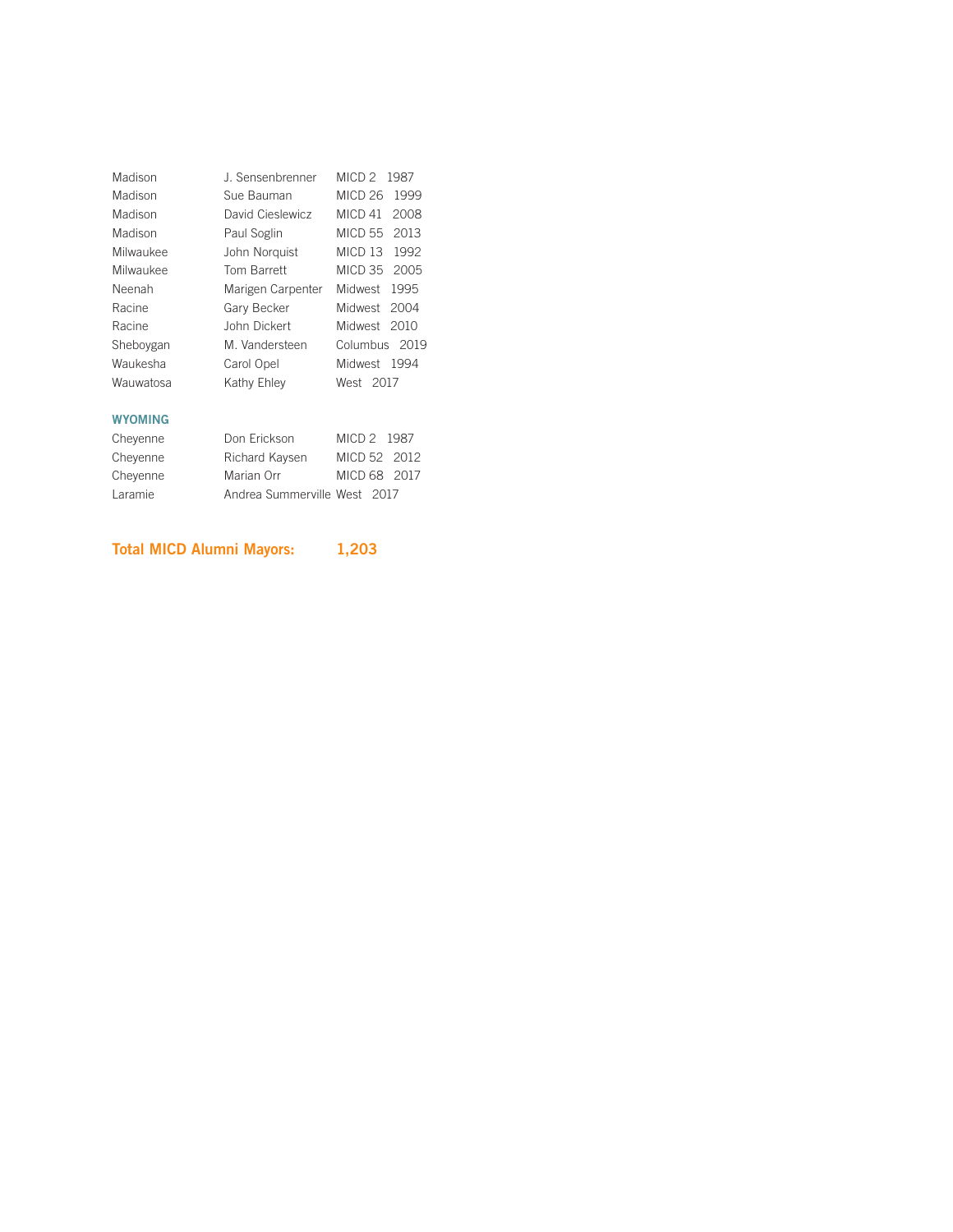| | | | |
|---|---|---|---|
| Madison | J. Sensenbrenner | MICD 2 | 1987 |
| Madison | Sue Bauman | MICD 26 | 1999 |
| Madison | David Cieslewicz | MICD 41 | 2008 |
| Madison | Paul Soglin | MICD 55 | 2013 |
| Milwaukee | John Norquist | MICD 13 | 1992 |
| Milwaukee | Tom Barrett | MICD 35 | 2005 |
| Neenah | Marigen Carpenter | Midwest | 1995 |
| Racine | Gary Becker | Midwest | 2004 |
| Racine | John Dickert | Midwest | 2010 |
| Sheboygan | M. Vandersteen | Columbus | 2019 |
| Waukesha | Carol Opel | Midwest | 1994 |
| Wauwatosa | Kathy Ehley | West | 2017 |

**WYOMING**

| | | | |
|---|---|---|---|
| Cheyenne | Don Erickson | MICD 2 | 1987 |
| Cheyenne | Richard Kaysen | MICD 52 | 2012 |
| Cheyenne | Marian Orr | MICD 68 | 2017 |
| Laramie | Andrea Summerville | West | 2017 |

**Total MICD Alumni Mayors: 1,203**